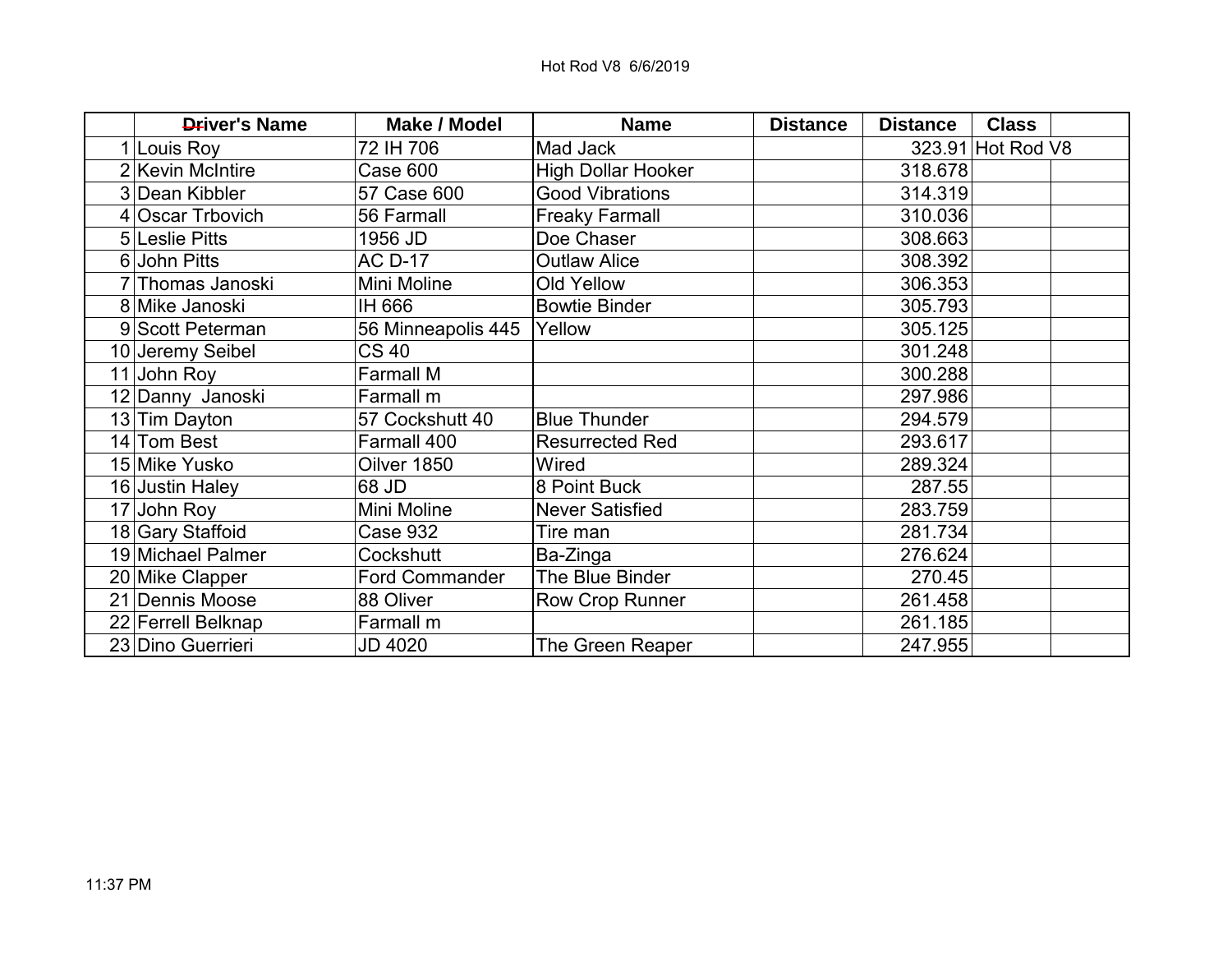Hot Rod V8 6/6/2019

| | Driver's Name | Make / Model | Name | Distance | Distance | Class | |
|---|---|---|---|---|---|---|---|
| 1 | Louis Roy | 72 IH 706 | Mad Jack | | 323.91 | Hot Rod V8 | |
| 2 | Kevin McIntire | Case 600 | High Dollar Hooker | | 318.678 | | |
| 3 | Dean Kibbler | 57 Case 600 | Good Vibrations | | 314.319 | | |
| 4 | Oscar Trbovich | 56 Farmall | Freaky Farmall | | 310.036 | | |
| 5 | Leslie Pitts | 1956 JD | Doe Chaser | | 308.663 | | |
| 6 | John Pitts | AC D-17 | Outlaw Alice | | 308.392 | | |
| 7 | Thomas Janoski | Mini Moline | Old Yellow | | 306.353 | | |
| 8 | Mike Janoski | IH 666 | Bowtie Binder | | 305.793 | | |
| 9 | Scott Peterman | 56 Minneapolis 445 | Yellow | | 305.125 | | |
| 10 | Jeremy Seibel | CS 40 | | | 301.248 | | |
| 11 | John Roy | Farmall M | | | 300.288 | | |
| 12 | Danny Janoski | Farmall m | | | 297.986 | | |
| 13 | Tim Dayton | 57 Cockshutt 40 | Blue Thunder | | 294.579 | | |
| 14 | Tom Best | Farmall 400 | Resurrected Red | | 293.617 | | |
| 15 | Mike Yusko | Oilver 1850 | Wired | | 289.324 | | |
| 16 | Justin Haley | 68 JD | 8 Point Buck | | 287.55 | | |
| 17 | John Roy | Mini Moline | Never Satisfied | | 283.759 | | |
| 18 | Gary Staffoid | Case 932 | Tire man | | 281.734 | | |
| 19 | Michael Palmer | Cockshutt | Ba-Zinga | | 276.624 | | |
| 20 | Mike Clapper | Ford Commander | The Blue Binder | | 270.45 | | |
| 21 | Dennis Moose | 88 Oliver | Row Crop Runner | | 261.458 | | |
| 22 | Ferrell Belknap | Farmall m | | | 261.185 | | |
| 23 | Dino Guerrieri | JD 4020 | The Green Reaper | | 247.955 | | |

11:37 PM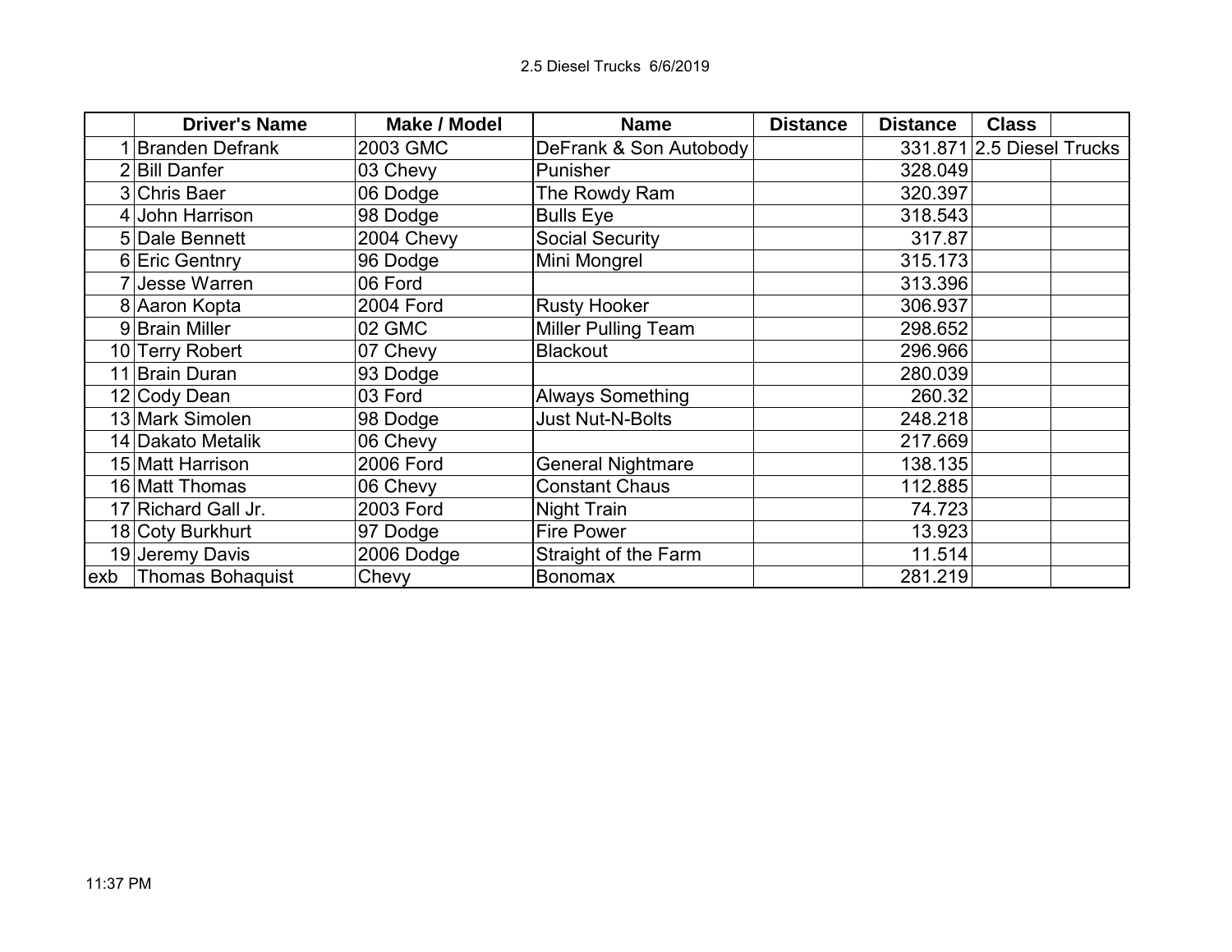# 2.5 Diesel Trucks 6/6/2019

| | Driver's Name | Make / Model | Name | Distance | Distance | Class | |
|---|---|---|---|---|---|---|---|
| 1 | Branden Defrank | 2003 GMC | DeFrank & Son Autobody | | 331.871 | 2.5 Diesel Trucks | |
| 2 | Bill Danfer | 03 Chevy | Punisher | | 328.049 | | |
| 3 | Chris Baer | 06 Dodge | The Rowdy Ram | | 320.397 | | |
| 4 | John Harrison | 98 Dodge | Bulls Eye | | 318.543 | | |
| 5 | Dale Bennett | 2004 Chevy | Social Security | | 317.87 | | |
| 6 | Eric Gentnry | 96 Dodge | Mini Mongrel | | 315.173 | | |
| 7 | Jesse Warren | 06 Ford | | | 313.396 | | |
| 8 | Aaron Kopta | 2004 Ford | Rusty Hooker | | 306.937 | | |
| 9 | Brain Miller | 02 GMC | Miller Pulling Team | | 298.652 | | |
| 10 | Terry Robert | 07 Chevy | Blackout | | 296.966 | | |
| 11 | Brain Duran | 93 Dodge | | | 280.039 | | |
| 12 | Cody Dean | 03 Ford | Always Something | | 260.32 | | |
| 13 | Mark Simolen | 98 Dodge | Just Nut-N-Bolts | | 248.218 | | |
| 14 | Dakato Metalik | 06 Chevy | | | 217.669 | | |
| 15 | Matt Harrison | 2006 Ford | General Nightmare | | 138.135 | | |
| 16 | Matt Thomas | 06 Chevy | Constant Chaus | | 112.885 | | |
| 17 | Richard Gall Jr. | 2003 Ford | Night Train | | 74.723 | | |
| 18 | Coty Burkhurt | 97 Dodge | Fire Power | | 13.923 | | |
| 19 | Jeremy Davis | 2006 Dodge | Straight of the Farm | | 11.514 | | |
| exb | Thomas Bohaquist | Chevy | Bonomax | | 281.219 | | |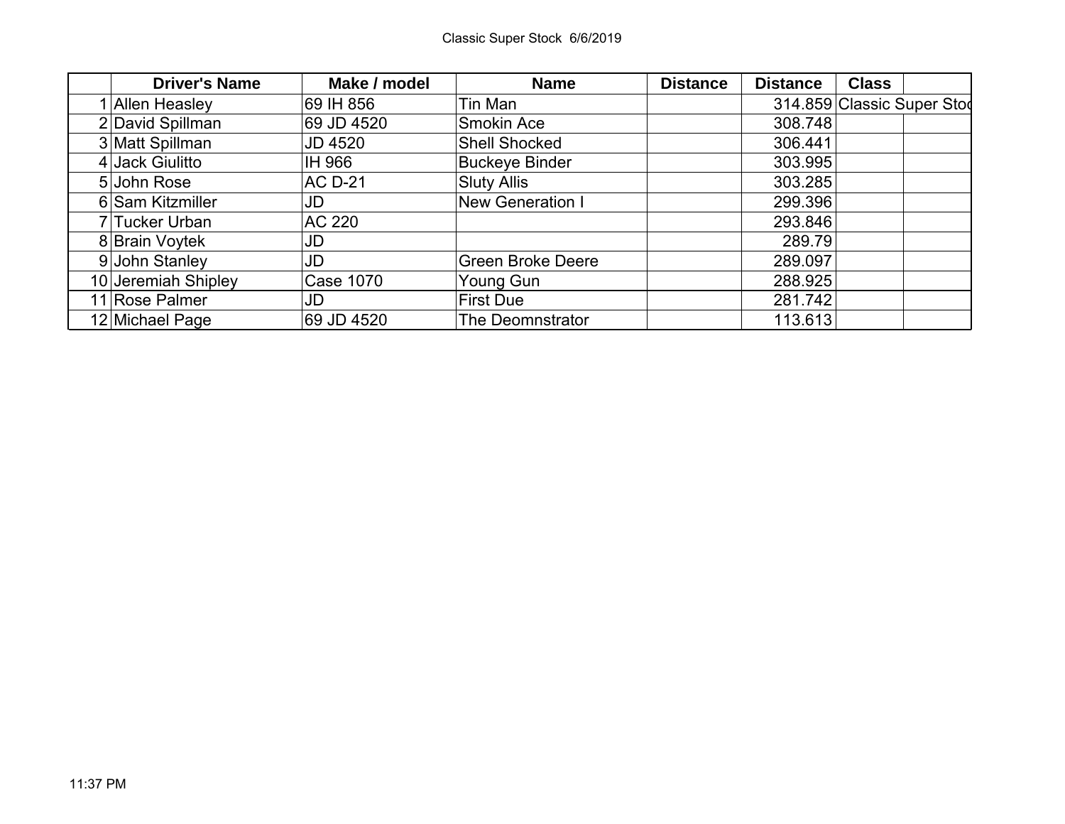Classic Super Stock 6/6/2019

| | Driver's Name | Make / model | Name | Distance | Distance | Class | |
|---|---|---|---|---|---|---|---|
| 1 | Allen Heasley | 69 IH 856 | Tin Man | | 314.859 | Classic Super Stoc | |
| 2 | David Spillman | 69 JD 4520 | Smokin Ace | | 308.748 | | |
| 3 | Matt Spillman | JD 4520 | Shell Shocked | | 306.441 | | |
| 4 | Jack Giulitto | IH 966 | Buckeye Binder | | 303.995 | | |
| 5 | John Rose | AC D-21 | Sluty Allis | | 303.285 | | |
| 6 | Sam Kitzmiller | JD | New Generation I | | 299.396 | | |
| 7 | Tucker Urban | AC 220 | | | 293.846 | | |
| 8 | Brain Voytek | JD | | | 289.79 | | |
| 9 | John Stanley | JD | Green Broke Deere | | 289.097 | | |
| 10 | Jeremiah Shipley | Case 1070 | Young Gun | | 288.925 | | |
| 11 | Rose Palmer | JD | First Due | | 281.742 | | |
| 12 | Michael Page | 69 JD 4520 | The Deomnstrator | | 113.613 | | |

11:37 PM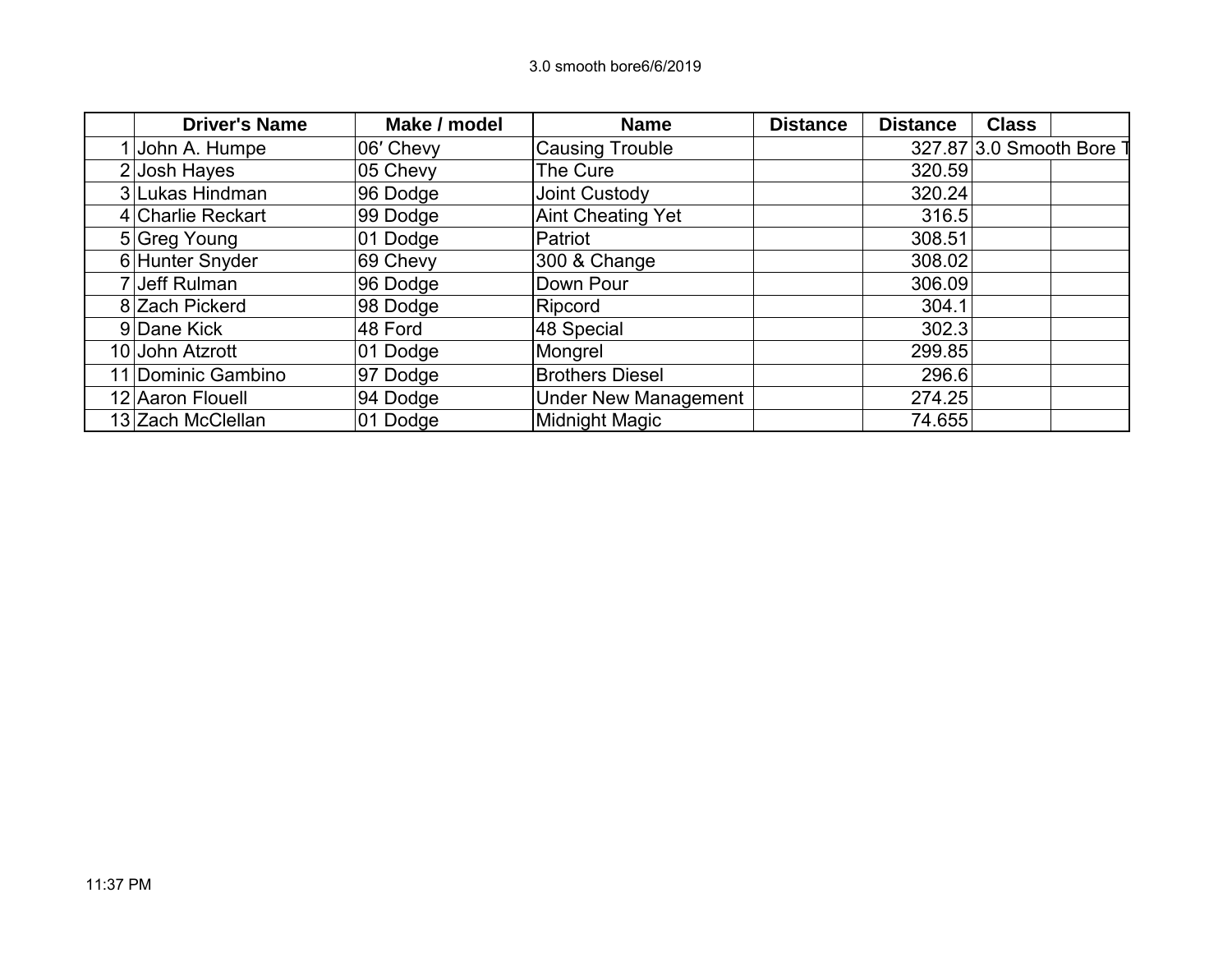3.0 smooth bore6/6/2019

| | Driver's Name | Make / model | Name | Distance | Distance | Class | |
|---|---|---|---|---|---|---|---|
| 1 | John A. Humpe | 06′ Chevy | Causing Trouble | | 327.87 | 3.0 Smooth Bore T | |
| 2 | Josh Hayes | 05 Chevy | The Cure | | 320.59 | | |
| 3 | Lukas Hindman | 96 Dodge | Joint Custody | | 320.24 | | |
| 4 | Charlie Reckart | 99 Dodge | Aint Cheating Yet | | 316.5 | | |
| 5 | Greg Young | 01 Dodge | Patriot | | 308.51 | | |
| 6 | Hunter Snyder | 69 Chevy | 300 & Change | | 308.02 | | |
| 7 | Jeff Rulman | 96 Dodge | Down Pour | | 306.09 | | |
| 8 | Zach Pickerd | 98 Dodge | Ripcord | | 304.1 | | |
| 9 | Dane Kick | 48 Ford | 48 Special | | 302.3 | | |
| 10 | John Atzrott | 01 Dodge | Mongrel | | 299.85 | | |
| 11 | Dominic Gambino | 97 Dodge | Brothers Diesel | | 296.6 | | |
| 12 | Aaron Flouell | 94 Dodge | Under New Management | | 274.25 | | |
| 13 | Zach McClellan | 01 Dodge | Midnight Magic | | 74.655 | | |

11:37 PM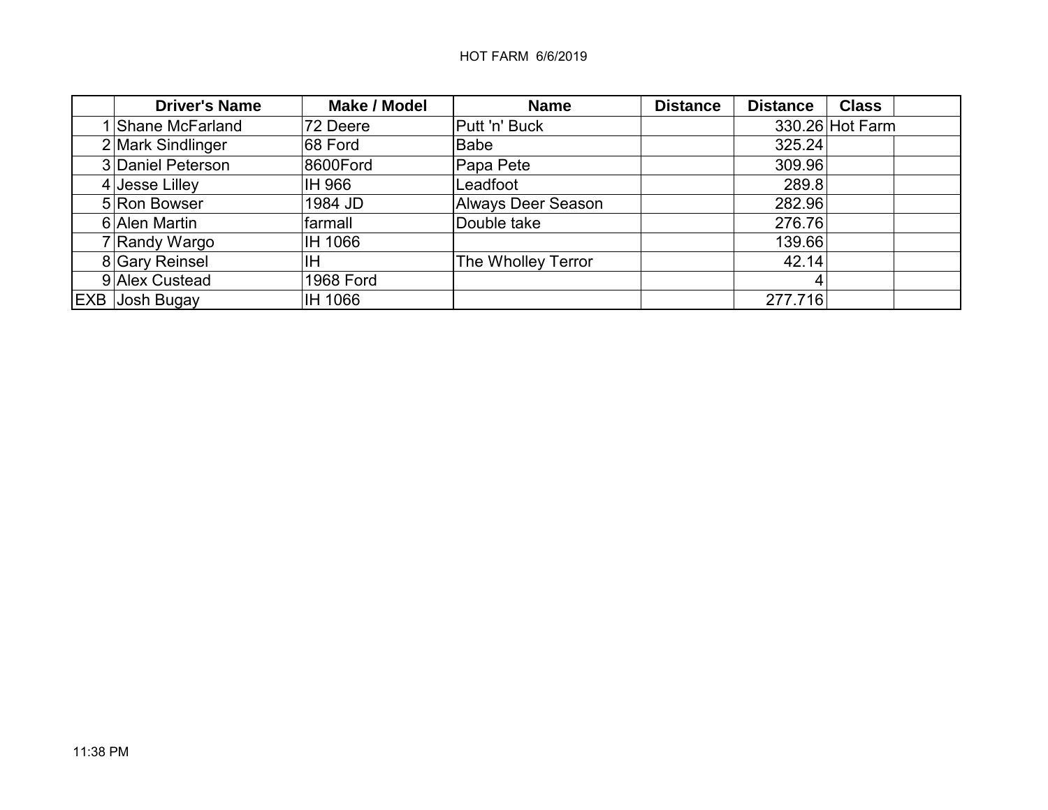HOT FARM 6/6/2019

| | Driver's Name | Make / Model | Name | Distance | Distance | Class | |
|---|---|---|---|---|---|---|---|
| 1 | Shane McFarland | 72 Deere | Putt 'n' Buck | | 330.26 | Hot Farm | |
| 2 | Mark Sindlinger | 68 Ford | Babe | | 325.24 | | |
| 3 | Daniel Peterson | 8600Ford | Papa Pete | | 309.96 | | |
| 4 | Jesse Lilley | IH 966 | Leadfoot | | 289.8 | | |
| 5 | Ron Bowser | 1984 JD | Always Deer Season | | 282.96 | | |
| 6 | Alen Martin | farmall | Double take | | 276.76 | | |
| 7 | Randy Wargo | IH 1066 | | | 139.66 | | |
| 8 | Gary Reinsel | IH | The Wholley Terror | | 42.14 | | |
| 9 | Alex Custead | 1968 Ford | | | 4 | | |
| EXB | Josh Bugay | IH 1066 | | | 277.716 | | |

11:38 PM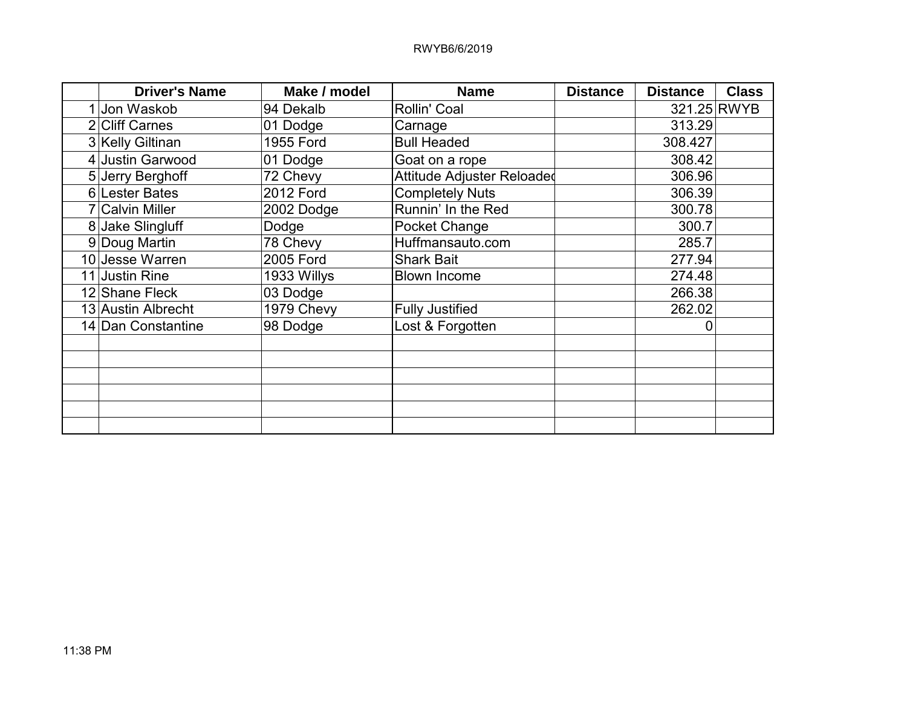RWYB6/6/2019

|  | Driver's Name | Make / model | Name | Distance | Distance | Class |
|---|---|---|---|---|---|---|
| 1 | Jon Waskob | 94 Dekalb | Rollin' Coal |  | 321.25 | RWYB |
| 2 | Cliff Carnes | 01 Dodge | Carnage |  | 313.29 |  |
| 3 | Kelly Giltinan | 1955 Ford | Bull Headed |  | 308.427 |  |
| 4 | Justin Garwood | 01 Dodge | Goat on a rope |  | 308.42 |  |
| 5 | Jerry Berghoff | 72 Chevy | Attitude Adjuster Reloaded |  | 306.96 |  |
| 6 | Lester Bates | 2012 Ford | Completely Nuts |  | 306.39 |  |
| 7 | Calvin Miller | 2002 Dodge | Runnin' In the Red |  | 300.78 |  |
| 8 | Jake Slingluff | Dodge | Pocket Change |  | 300.7 |  |
| 9 | Doug Martin | 78 Chevy | Huffmansauto.com |  | 285.7 |  |
| 10 | Jesse Warren | 2005 Ford | Shark Bait |  | 277.94 |  |
| 11 | Justin Rine | 1933 Willys | Blown Income |  | 274.48 |  |
| 12 | Shane Fleck | 03 Dodge |  |  | 266.38 |  |
| 13 | Austin Albrecht | 1979 Chevy | Fully Justified |  | 262.02 |  |
| 14 | Dan Constantine | 98 Dodge | Lost & Forgotten |  | 0 |  |
|  |  |  |  |  |  |  |
|  |  |  |  |  |  |  |
|  |  |  |  |  |  |  |
|  |  |  |  |  |  |  |
|  |  |  |  |  |  |  |
|  |  |  |  |  |  |  |

11:38 PM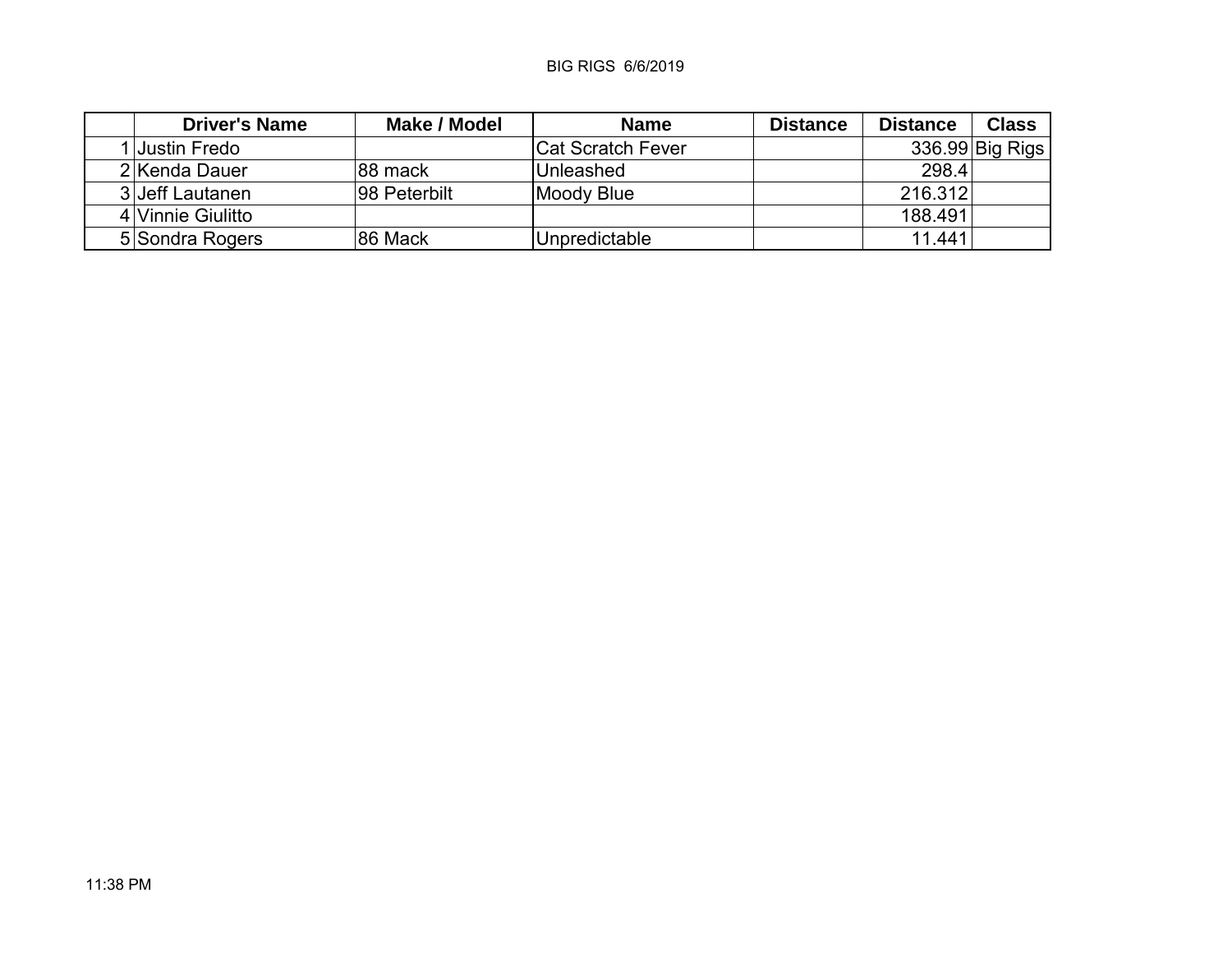BIG RIGS 6/6/2019

| | Driver's Name | Make / Model | Name | Distance | Distance | Class |
|---|---|---|---|---|---|---|
| 1 | Justin Fredo | | Cat Scratch Fever | | 336.99 | Big Rigs |
| 2 | Kenda Dauer | 88 mack | Unleashed | | 298.4 | |
| 3 | Jeff Lautanen | 98 Peterbilt | Moody Blue | | 216.312 | |
| 4 | Vinnie Giulitto | | | | 188.491 | |
| 5 | Sondra Rogers | 86 Mack | Unpredictable | | 11.441 | |

11:38 PM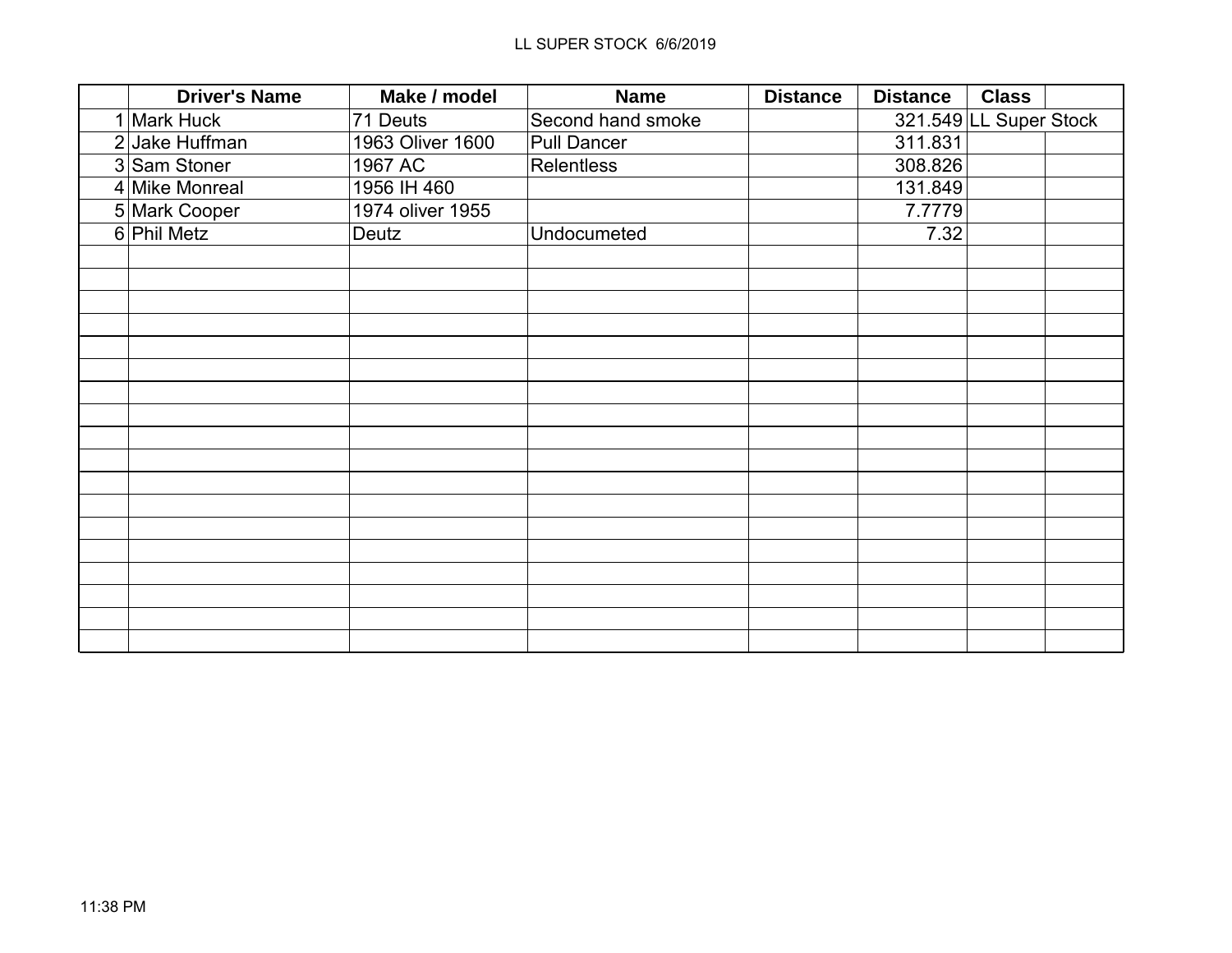LL SUPER STOCK 6/6/2019

| | Driver's Name | Make / model | Name | Distance | Distance | Class | |
|---|---|---|---|---|---|---|---|
| 1 | Mark Huck | 71 Deuts | Second hand smoke | | 321.549 | LL Super Stock | |
| 2 | Jake Huffman | 1963 Oliver 1600 | Pull Dancer | | 311.831 | | |
| 3 | Sam Stoner | 1967 AC | Relentless | | 308.826 | | |
| 4 | Mike Monreal | 1956 IH 460 | | | 131.849 | | |
| 5 | Mark Cooper | 1974 oliver 1955 | | | 7.7779 | | |
| 6 | Phil Metz | Deutz | Undocumeted | | 7.32 | | |
| | | | | | | | |
| | | | | | | | |
| | | | | | | | |
| | | | | | | | |
| | | | | | | | |
| | | | | | | | |
| | | | | | | | |
| | | | | | | | |
| | | | | | | | |
| | | | | | | | |
| | | | | | | | |
| | | | | | | | |
| | | | | | | | |
| | | | | | | | |
| | | | | | | | |
| | | | | | | | |
| | | | | | | | |
| | | | | | | | |

11:38 PM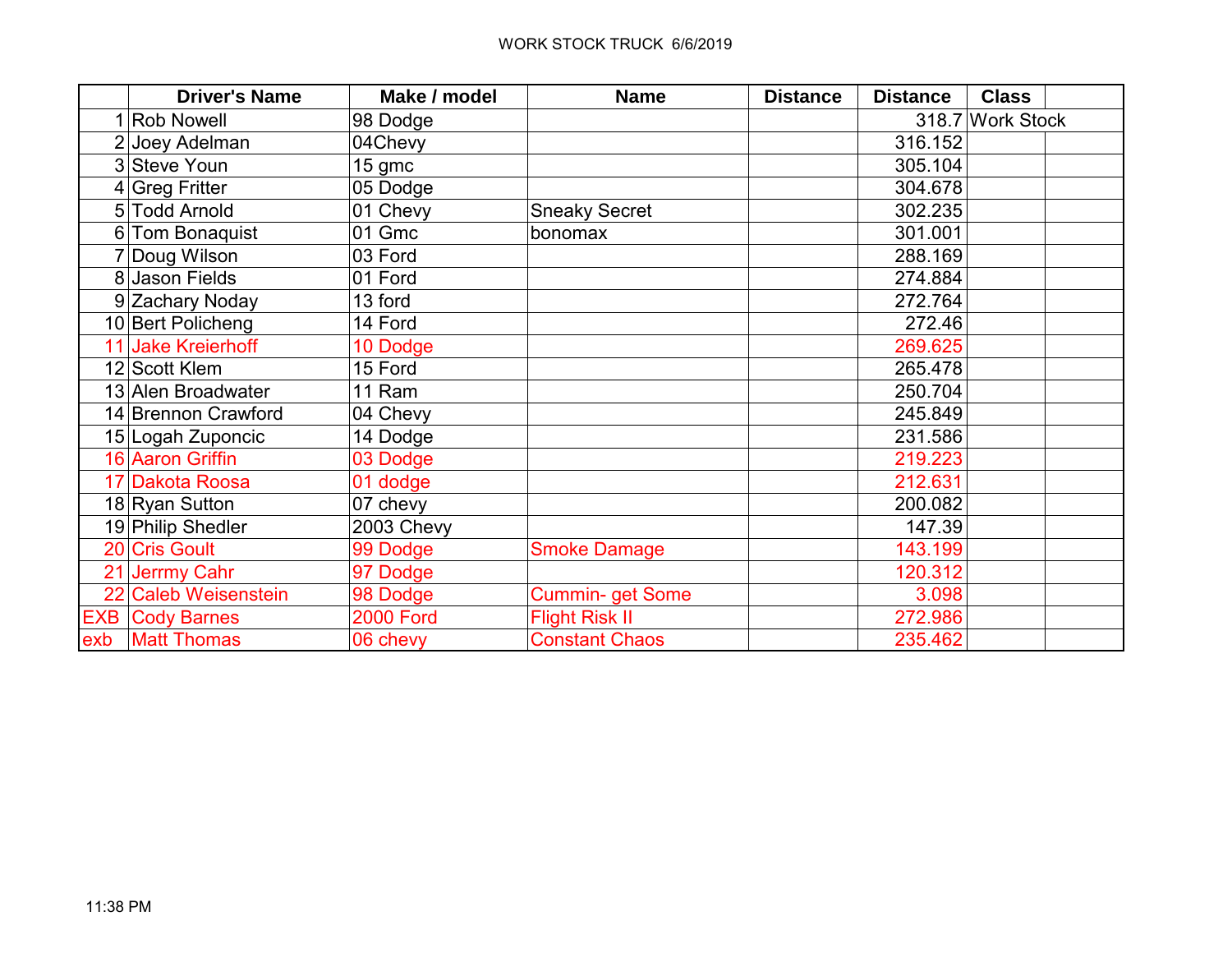WORK STOCK TRUCK 6/6/2019

| | Driver's Name | Make / model | Name | Distance | Distance | Class | |
|---|---|---|---|---|---|---|---|
| 1 | Rob Nowell | 98 Dodge | | | 318.7 | Work Stock | |
| 2 | Joey Adelman | 04Chevy | | | 316.152 | | |
| 3 | Steve Youn | 15 gmc | | | 305.104 | | |
| 4 | Greg Fritter | 05 Dodge | | | 304.678 | | |
| 5 | Todd Arnold | 01 Chevy | Sneaky Secret | | 302.235 | | |
| 6 | Tom Bonaquist | 01 Gmc | bonomax | | 301.001 | | |
| 7 | Doug Wilson | 03 Ford | | | 288.169 | | |
| 8 | Jason Fields | 01 Ford | | | 274.884 | | |
| 9 | Zachary Noday | 13 ford | | | 272.764 | | |
| 10 | Bert Policheng | 14 Ford | | | 272.46 | | |
| 11 | Jake Kreierhoff | 10 Dodge | | | 269.625 | | |
| 12 | Scott Klem | 15 Ford | | | 265.478 | | |
| 13 | Alen Broadwater | 11 Ram | | | 250.704 | | |
| 14 | Brennon Crawford | 04 Chevy | | | 245.849 | | |
| 15 | Logah Zuponcic | 14 Dodge | | | 231.586 | | |
| 16 | Aaron Griffin | 03 Dodge | | | 219.223 | | |
| 17 | Dakota Roosa | 01 dodge | | | 212.631 | | |
| 18 | Ryan Sutton | 07 chevy | | | 200.082 | | |
| 19 | Philip Shedler | 2003 Chevy | | | 147.39 | | |
| 20 | Cris Goult | 99 Dodge | Smoke Damage | | 143.199 | | |
| 21 | Jerrmy Cahr | 97 Dodge | | | 120.312 | | |
| 22 | Caleb Weisenstein | 98 Dodge | Cummin- get Some | | 3.098 | | |
| EXB | Cody Barnes | 2000 Ford | Flight Risk II | | 272.986 | | |
| exb | Matt Thomas | 06 chevy | Constant Chaos | | 235.462 | | |

11:38 PM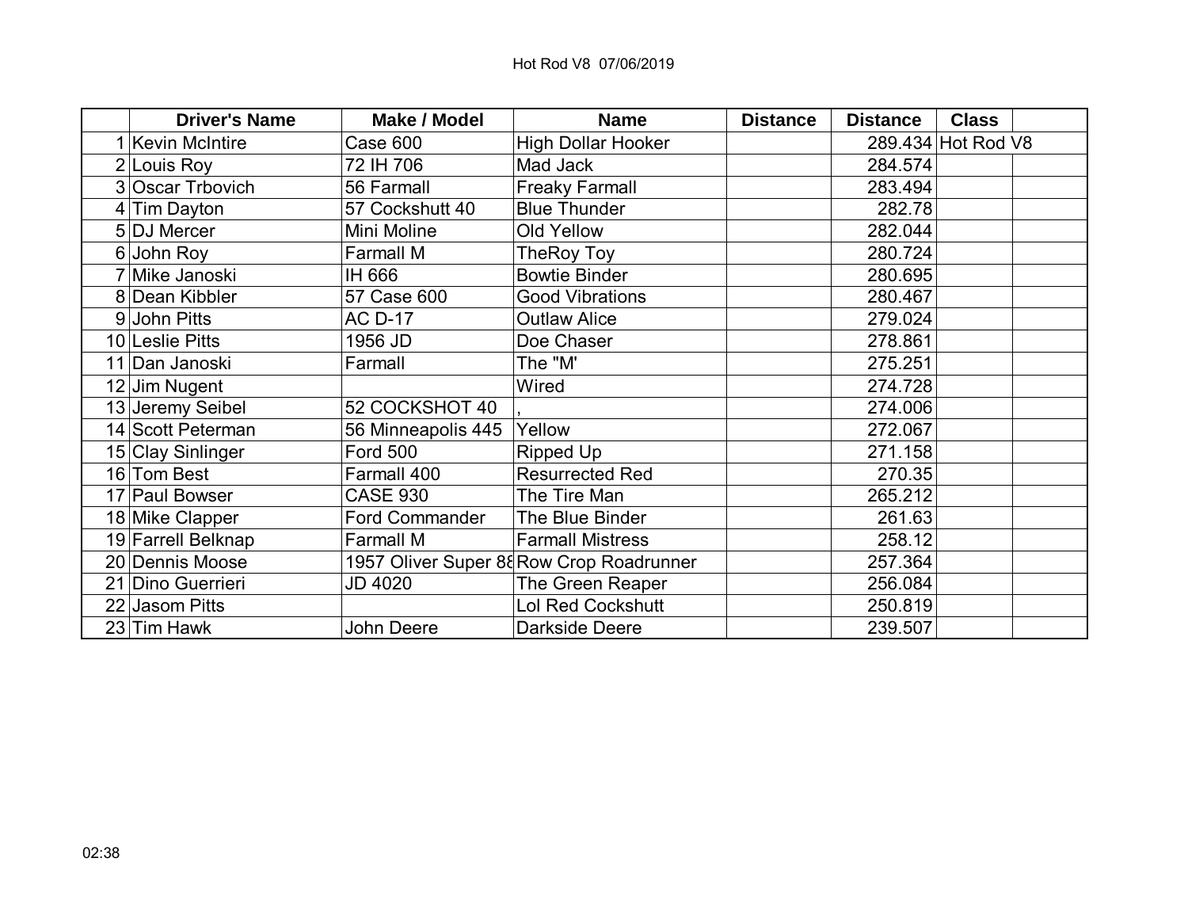Hot Rod V8 07/06/2019

| | Driver's Name | Make / Model | Name | Distance | Distance | Class | |
|---|---|---|---|---|---|---|---|
| 1 | Kevin McIntire | Case 600 | High Dollar Hooker | | 289.434 | Hot Rod V8 | |
| 2 | Louis Roy | 72 IH 706 | Mad Jack | | 284.574 | | |
| 3 | Oscar Trbovich | 56 Farmall | Freaky Farmall | | 283.494 | | |
| 4 | Tim Dayton | 57 Cockshutt 40 | Blue Thunder | | 282.78 | | |
| 5 | DJ Mercer | Mini Moline | Old Yellow | | 282.044 | | |
| 6 | John Roy | Farmall M | TheRoy Toy | | 280.724 | | |
| 7 | Mike Janoski | IH 666 | Bowtie Binder | | 280.695 | | |
| 8 | Dean Kibbler | 57 Case 600 | Good Vibrations | | 280.467 | | |
| 9 | John Pitts | AC D-17 | Outlaw Alice | | 279.024 | | |
| 10 | Leslie Pitts | 1956 JD | Doe Chaser | | 278.861 | | |
| 11 | Dan Janoski | Farmall | The "M' | | 275.251 | | |
| 12 | Jim Nugent | | Wired | | 274.728 | | |
| 13 | Jeremy Seibel | 52 COCKSHOT 40 | , | | 274.006 | | |
| 14 | Scott Peterman | 56 Minneapolis 445 | Yellow | | 272.067 | | |
| 15 | Clay Sinlinger | Ford 500 | Ripped Up | | 271.158 | | |
| 16 | Tom Best | Farmall 400 | Resurrected Red | | 270.35 | | |
| 17 | Paul Bowser | CASE 930 | The Tire Man | | 265.212 | | |
| 18 | Mike Clapper | Ford Commander | The Blue Binder | | 261.63 | | |
| 19 | Farrell Belknap | Farmall M | Farmall Mistress | | 258.12 | | |
| 20 | Dennis Moose | 1957 Oliver Super 88 | Row Crop Roadrunner | | 257.364 | | |
| 21 | Dino Guerrieri | JD 4020 | The Green Reaper | | 256.084 | | |
| 22 | Jasom Pitts | | Lol Red Cockshutt | | 250.819 | | |
| 23 | Tim Hawk | John Deere | Darkside Deere | | 239.507 | | |

02:38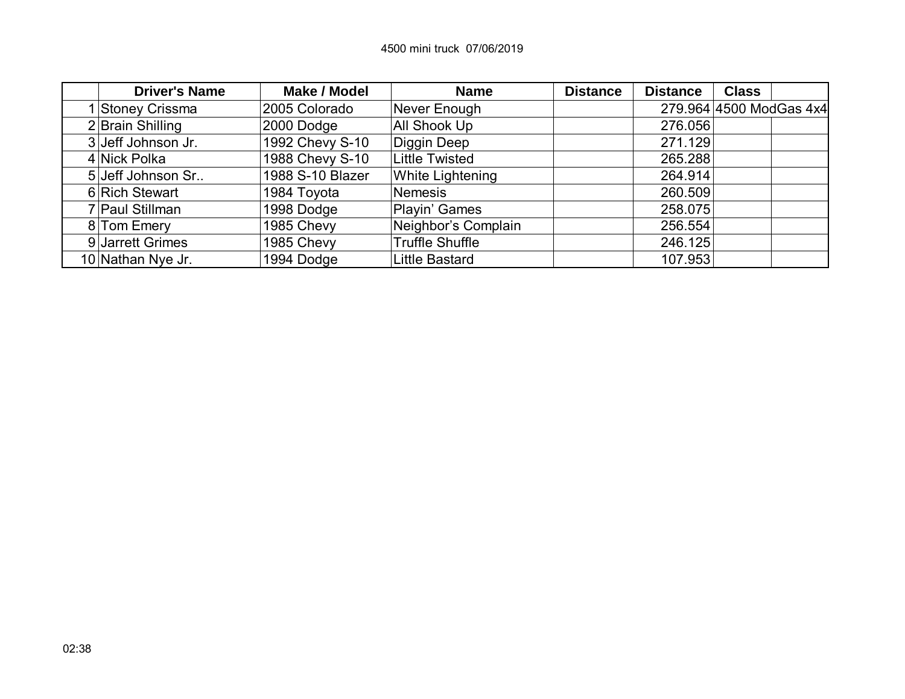4500 mini truck 07/06/2019

| | Driver's Name | Make / Model | Name | Distance | Distance | Class | |
|---|---|---|---|---|---|---|---|
| 1 | Stoney Crissma | 2005 Colorado | Never Enough | | 279.964 | 4500 ModGas 4x4 | |
| 2 | Brain Shilling | 2000 Dodge | All Shook Up | | 276.056 | | |
| 3 | Jeff Johnson Jr. | 1992 Chevy S-10 | Diggin Deep | | 271.129 | | |
| 4 | Nick Polka | 1988 Chevy S-10 | Little Twisted | | 265.288 | | |
| 5 | Jeff Johnson Sr.. | 1988 S-10 Blazer | White Lightening | | 264.914 | | |
| 6 | Rich Stewart | 1984 Toyota | Nemesis | | 260.509 | | |
| 7 | Paul Stillman | 1998 Dodge | Playin' Games | | 258.075 | | |
| 8 | Tom Emery | 1985 Chevy | Neighbor's Complain | | 256.554 | | |
| 9 | Jarrett Grimes | 1985 Chevy | Truffle Shuffle | | 246.125 | | |
| 10 | Nathan Nye Jr. | 1994 Dodge | Little Bastard | | 107.953 | | |

02:38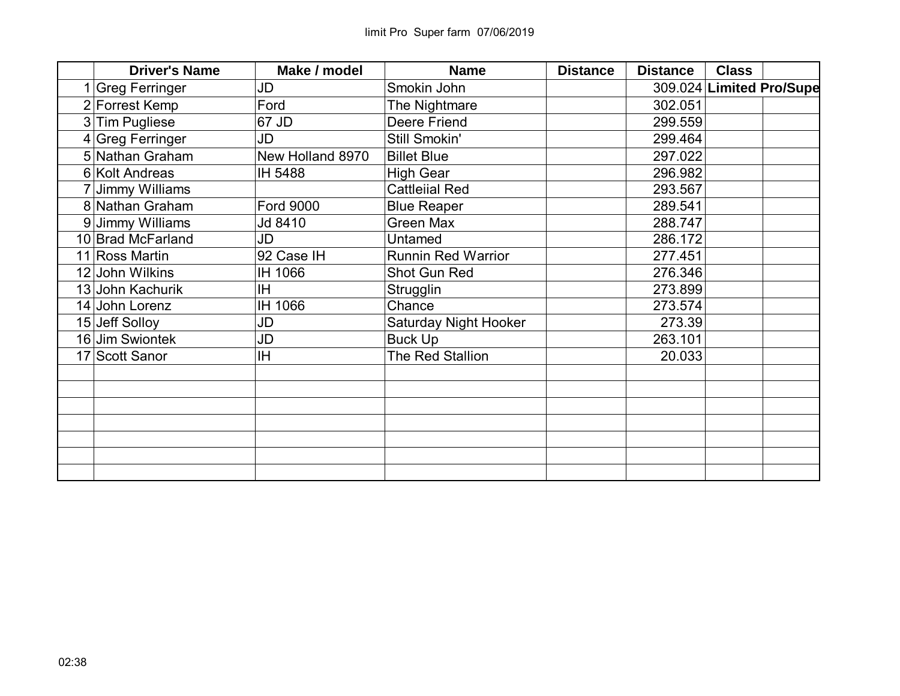limit Pro Super farm 07/06/2019

| | Driver's Name | Make / model | Name | Distance | Distance | Class | |
|---|---|---|---|---|---|---|---|
| 1 | Greg Ferringer | JD | Smokin John | | 309.024 | **Limited Pro/Supe** | |
| 2 | Forrest Kemp | Ford | The Nightmare | | 302.051 | | |
| 3 | Tim Pugliese | 67 JD | Deere Friend | | 299.559 | | |
| 4 | Greg Ferringer | JD | Still Smokin' | | 299.464 | | |
| 5 | Nathan Graham | New Holland 8970 | Billet Blue | | 297.022 | | |
| 6 | Kolt Andreas | IH 5488 | High Gear | | 296.982 | | |
| 7 | Jimmy Williams | | Cattleiial Red | | 293.567 | | |
| 8 | Nathan Graham | Ford 9000 | Blue Reaper | | 289.541 | | |
| 9 | Jimmy Williams | Jd 8410 | Green Max | | 288.747 | | |
| 10 | Brad McFarland | JD | Untamed | | 286.172 | | |
| 11 | Ross Martin | 92 Case IH | Runnin Red Warrior | | 277.451 | | |
| 12 | John Wilkins | IH 1066 | Shot Gun Red | | 276.346 | | |
| 13 | John Kachurik | IH | Strugglin | | 273.899 | | |
| 14 | John Lorenz | IH 1066 | Chance | | 273.574 | | |
| 15 | Jeff Solloy | JD | Saturday Night Hooker | | 273.39 | | |
| 16 | Jim Swiontek | JD | Buck Up | | 263.101 | | |
| 17 | Scott Sanor | IH | The Red Stallion | | 20.033 | | |
| | | | | | | | |
| | | | | | | | |
| | | | | | | | |
| | | | | | | | |
| | | | | | | | |
| | | | | | | | |
| | | | | | | | |

02:38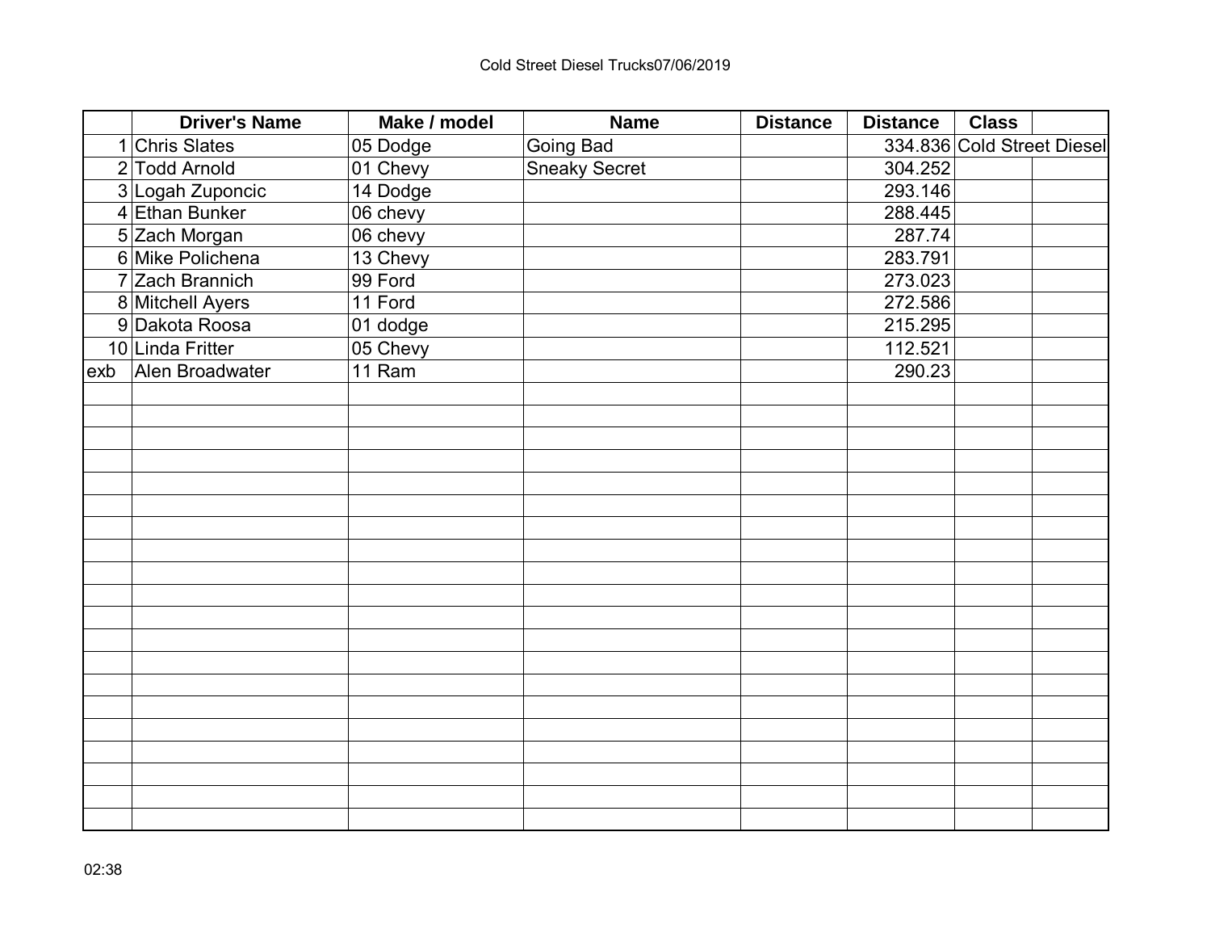Cold Street Diesel Trucks07/06/2019

| | Driver's Name | Make / model | Name | Distance | Distance | Class | |
|---|---|---|---|---|---|---|---|
| 1 | Chris Slates | 05 Dodge | Going Bad | | 334.836 | Cold Street Diesel | |
| 2 | Todd Arnold | 01 Chevy | Sneaky Secret | | 304.252 | | |
| 3 | Logah Zuponcic | 14 Dodge | | | 293.146 | | |
| 4 | Ethan Bunker | 06 chevy | | | 288.445 | | |
| 5 | Zach Morgan | 06 chevy | | | 287.74 | | |
| 6 | Mike Polichena | 13 Chevy | | | 283.791 | | |
| 7 | Zach Brannich | 99 Ford | | | 273.023 | | |
| 8 | Mitchell Ayers | 11 Ford | | | 272.586 | | |
| 9 | Dakota Roosa | 01 dodge | | | 215.295 | | |
| 10 | Linda Fritter | 05 Chevy | | | 112.521 | | |
| exb | Alen Broadwater | 11 Ram | | | 290.23 | | |

02:38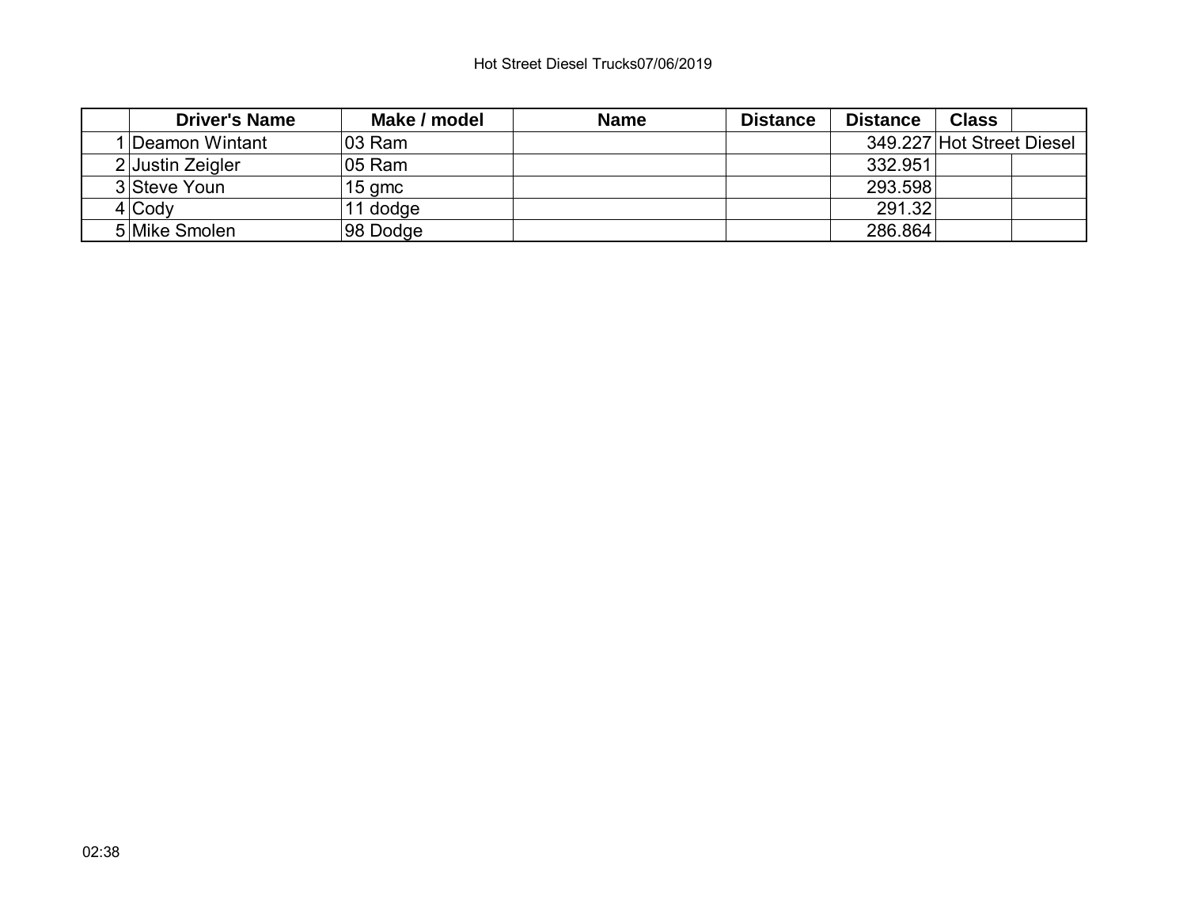Hot Street Diesel Trucks07/06/2019

| | Driver's Name | Make / model | Name | Distance | Distance | Class | |
|---|---|---|---|---|---|---|---|
| 1 | Deamon Wintant | 03 Ram | | | 349.227 | Hot Street Diesel | |
| 2 | Justin Zeigler | 05 Ram | | | 332.951 | | |
| 3 | Steve Youn | 15 gmc | | | 293.598 | | |
| 4 | Cody | 11 dodge | | | 291.32 | | |
| 5 | Mike Smolen | 98 Dodge | | | 286.864 | | |

02:38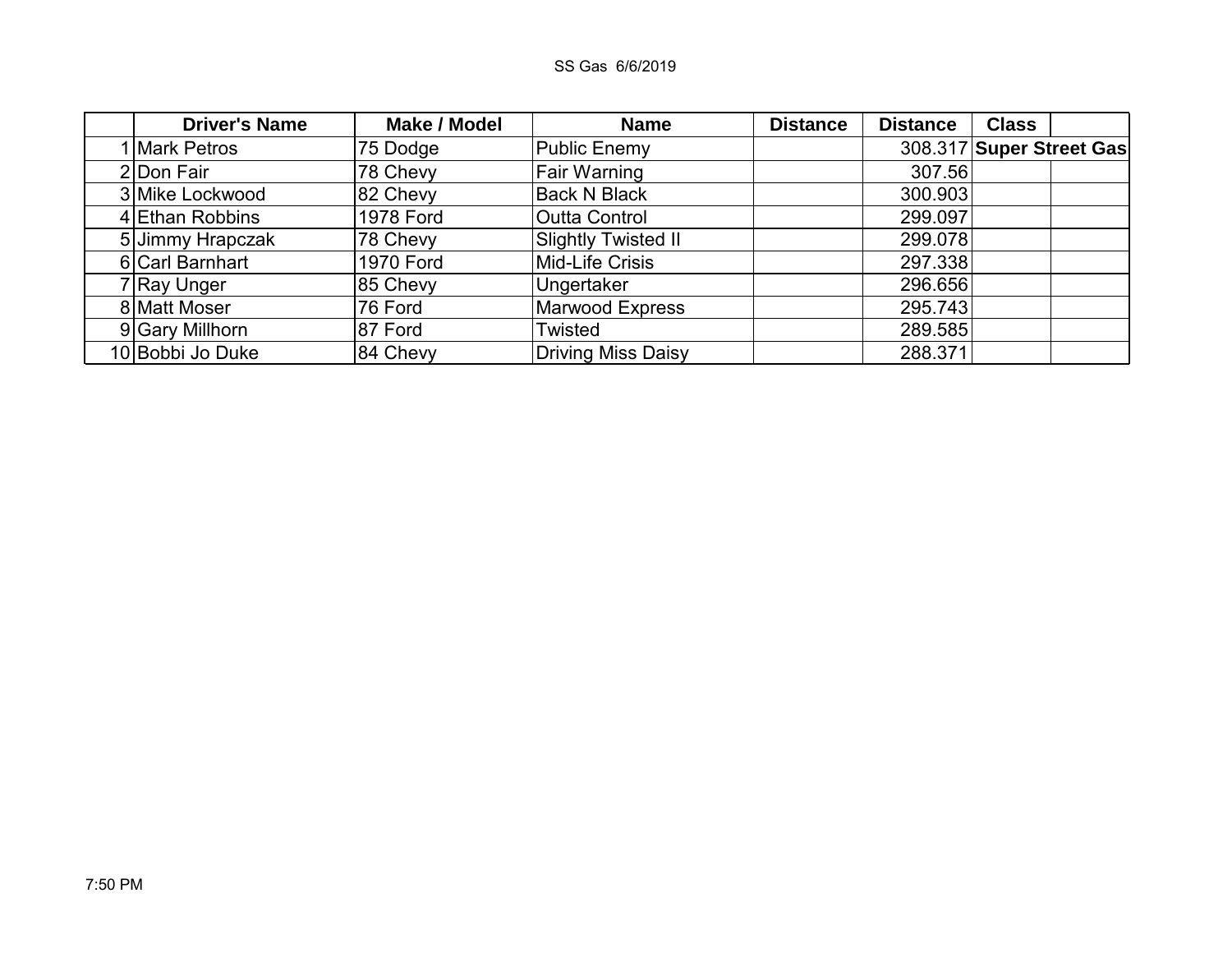SS Gas 6/6/2019

| | Driver's Name | Make / Model | Name | Distance | Distance | Class | |
|---|---|---|---|---|---|---|---|
| 1 | Mark Petros | 75 Dodge | Public Enemy | | 308.317 | **Super Street Gas** | |
| 2 | Don Fair | 78 Chevy | Fair Warning | | 307.56 | | |
| 3 | Mike Lockwood | 82 Chevy | Back N Black | | 300.903 | | |
| 4 | Ethan Robbins | 1978 Ford | Outta Control | | 299.097 | | |
| 5 | Jimmy Hrapczak | 78 Chevy | Slightly Twisted II | | 299.078 | | |
| 6 | Carl Barnhart | 1970 Ford | Mid-Life Crisis | | 297.338 | | |
| 7 | Ray Unger | 85 Chevy | Ungertaker | | 296.656 | | |
| 8 | Matt Moser | 76 Ford | Marwood Express | | 295.743 | | |
| 9 | Gary Millhorn | 87 Ford | Twisted | | 289.585 | | |
| 10 | Bobbi Jo Duke | 84 Chevy | Driving Miss Daisy | | 288.371 | | |

7:50 PM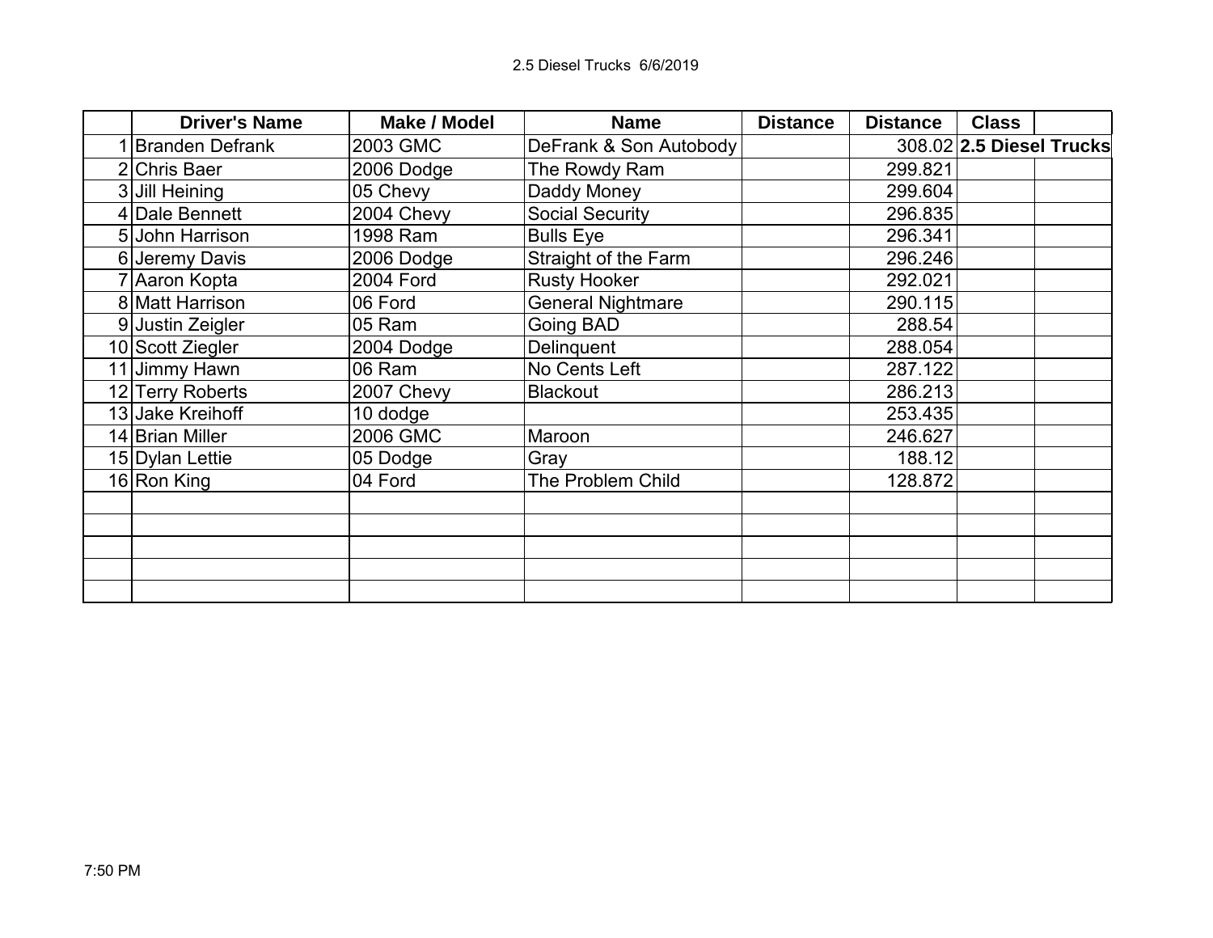2.5 Diesel Trucks 6/6/2019

| | Driver's Name | Make / Model | Name | Distance | Distance | Class | |
|---|---|---|---|---|---|---|---|
| 1 | Branden Defrank | 2003 GMC | DeFrank & Son Autobody | | 308.02 | **2.5 Diesel Trucks** | |
| 2 | Chris Baer | 2006 Dodge | The Rowdy Ram | | 299.821 | | |
| 3 | Jill Heining | 05 Chevy | Daddy Money | | 299.604 | | |
| 4 | Dale Bennett | 2004 Chevy | Social Security | | 296.835 | | |
| 5 | John Harrison | 1998 Ram | Bulls Eye | | 296.341 | | |
| 6 | Jeremy Davis | 2006 Dodge | Straight of the Farm | | 296.246 | | |
| 7 | Aaron Kopta | 2004 Ford | Rusty Hooker | | 292.021 | | |
| 8 | Matt Harrison | 06 Ford | General Nightmare | | 290.115 | | |
| 9 | Justin Zeigler | 05 Ram | Going BAD | | 288.54 | | |
| 10 | Scott Ziegler | 2004 Dodge | Delinquent | | 288.054 | | |
| 11 | Jimmy Hawn | 06 Ram | No Cents Left | | 287.122 | | |
| 12 | Terry Roberts | 2007 Chevy | Blackout | | 286.213 | | |
| 13 | Jake Kreihoff | 10 dodge | | | 253.435 | | |
| 14 | Brian Miller | 2006 GMC | Maroon | | 246.627 | | |
| 15 | Dylan Lettie | 05 Dodge | Gray | | 188.12 | | |
| 16 | Ron King | 04 Ford | The Problem Child | | 128.872 | | |
| | | | | | | | |
| | | | | | | | |
| | | | | | | | |
| | | | | | | | |
| | | | | | | | |

7:50 PM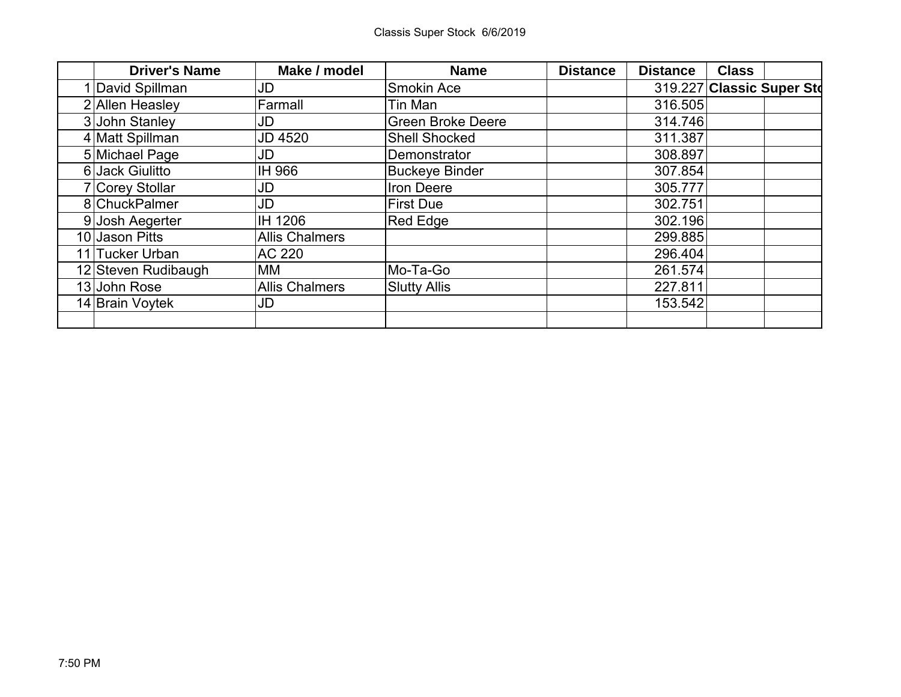Classis Super Stock 6/6/2019

| | Driver's Name | Make / model | Name | Distance | Distance | Class | |
|---|---|---|---|---|---|---|---|
| 1 | David Spillman | JD | Smokin Ace | | 319.227 | **Classic Super Sto** | |
| 2 | Allen Heasley | Farmall | Tin Man | | 316.505 | | |
| 3 | John Stanley | JD | Green Broke Deere | | 314.746 | | |
| 4 | Matt Spillman | JD 4520 | Shell Shocked | | 311.387 | | |
| 5 | Michael Page | JD | Demonstrator | | 308.897 | | |
| 6 | Jack Giulitto | IH 966 | Buckeye Binder | | 307.854 | | |
| 7 | Corey Stollar | JD | Iron Deere | | 305.777 | | |
| 8 | ChuckPalmer | JD | First Due | | 302.751 | | |
| 9 | Josh Aegerter | IH 1206 | Red Edge | | 302.196 | | |
| 10 | Jason Pitts | Allis Chalmers | | | 299.885 | | |
| 11 | Tucker Urban | AC 220 | | | 296.404 | | |
| 12 | Steven Rudibaugh | MM | Mo-Ta-Go | | 261.574 | | |
| 13 | John Rose | Allis Chalmers | Slutty Allis | | 227.811 | | |
| 14 | Brain Voytek | JD | | | 153.542 | | |
| | | | | | | | |

7:50 PM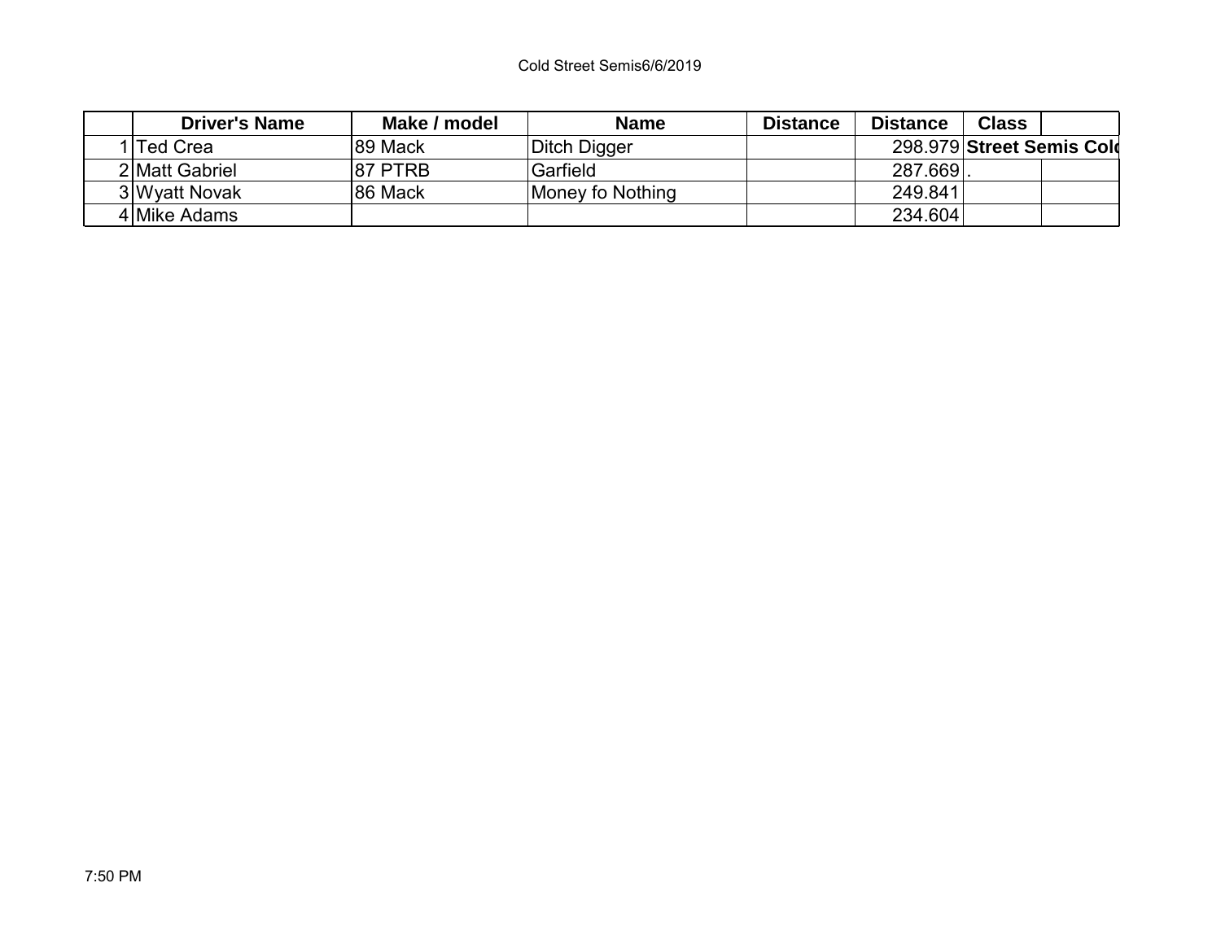Cold Street Semis6/6/2019

| | Driver's Name | Make / model | Name | Distance | Distance | Class | |
|---|---|---|---|---|---|---|---|
| 1 | Ted Crea | 89 Mack | Ditch Digger | | 298.979 | **Street Semis Cold** | |
| 2 | Matt Gabriel | 87 PTRB | Garfield | | 287.669 | . | |
| 3 | Wyatt Novak | 86 Mack | Money fo Nothing | | 249.841 | | |
| 4 | Mike Adams | | | | 234.604 | | |

7:50 PM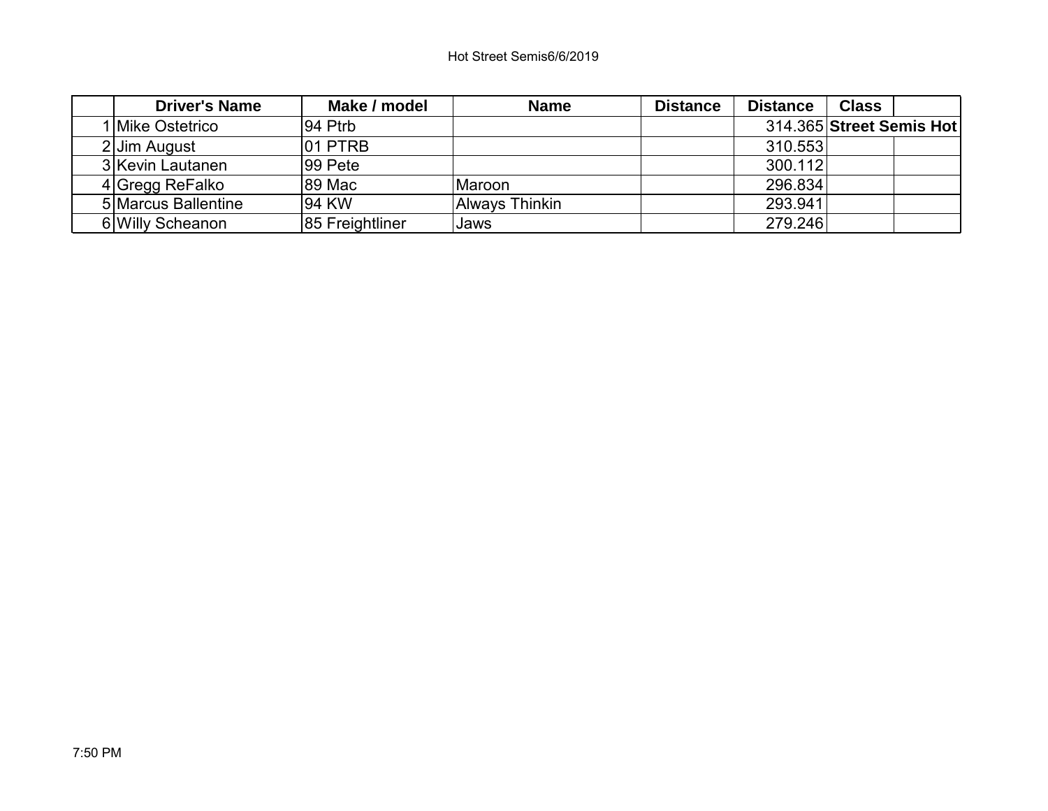Hot Street Semis6/6/2019

| | Driver's Name | Make / model | Name | Distance | Distance | Class | |
|---|---|---|---|---|---|---|---|
| 1 | Mike Ostetrico | 94 Ptrb | | | 314.365 | **Street Semis Hot** | |
| 2 | Jim August | 01 PTRB | | | 310.553 | | |
| 3 | Kevin Lautanen | 99 Pete | | | 300.112 | | |
| 4 | Gregg ReFalko | 89 Mac | Maroon | | 296.834 | | |
| 5 | Marcus Ballentine | 94 KW | Always Thinkin | | 293.941 | | |
| 6 | Willy Scheanon | 85 Freightliner | Jaws | | 279.246 | | |

7:50 PM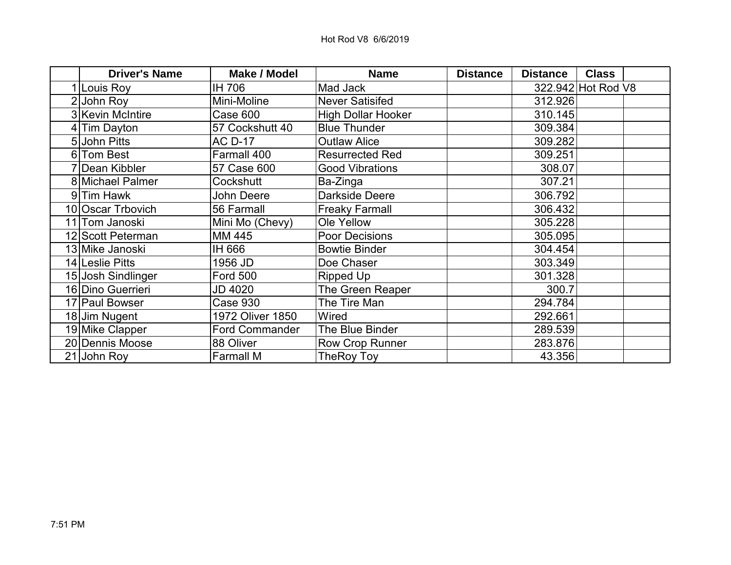Hot Rod V8 6/6/2019

| | Driver's Name | Make / Model | Name | Distance | Distance | Class | |
|---|---|---|---|---|---|---|---|
| 1 | Louis Roy | IH 706 | Mad Jack | | 322.942 | Hot Rod V8 | |
| 2 | John Roy | Mini-Moline | Never Satisifed | | 312.926 | | |
| 3 | Kevin McIntire | Case 600 | High Dollar Hooker | | 310.145 | | |
| 4 | Tim Dayton | 57 Cockshutt 40 | Blue Thunder | | 309.384 | | |
| 5 | John Pitts | AC D-17 | Outlaw Alice | | 309.282 | | |
| 6 | Tom Best | Farmall 400 | Resurrected Red | | 309.251 | | |
| 7 | Dean Kibbler | 57 Case 600 | Good Vibrations | | 308.07 | | |
| 8 | Michael Palmer | Cockshutt | Ba-Zinga | | 307.21 | | |
| 9 | Tim Hawk | John Deere | Darkside Deere | | 306.792 | | |
| 10 | Oscar Trbovich | 56 Farmall | Freaky Farmall | | 306.432 | | |
| 11 | Tom Janoski | Mini Mo (Chevy) | Ole Yellow | | 305.228 | | |
| 12 | Scott Peterman | MM 445 | Poor Decisions | | 305.095 | | |
| 13 | Mike Janoski | IH 666 | Bowtie Binder | | 304.454 | | |
| 14 | Leslie Pitts | 1956 JD | Doe Chaser | | 303.349 | | |
| 15 | Josh Sindlinger | Ford 500 | Ripped Up | | 301.328 | | |
| 16 | Dino Guerrieri | JD 4020 | The Green Reaper | | 300.7 | | |
| 17 | Paul Bowser | Case 930 | The Tire Man | | 294.784 | | |
| 18 | Jim Nugent | 1972 Oliver 1850 | Wired | | 292.661 | | |
| 19 | Mike Clapper | Ford Commander | The Blue Binder | | 289.539 | | |
| 20 | Dennis Moose | 88 Oliver | Row Crop Runner | | 283.876 | | |
| 21 | John Roy | Farmall M | TheRoy Toy | | 43.356 | | |

7:51 PM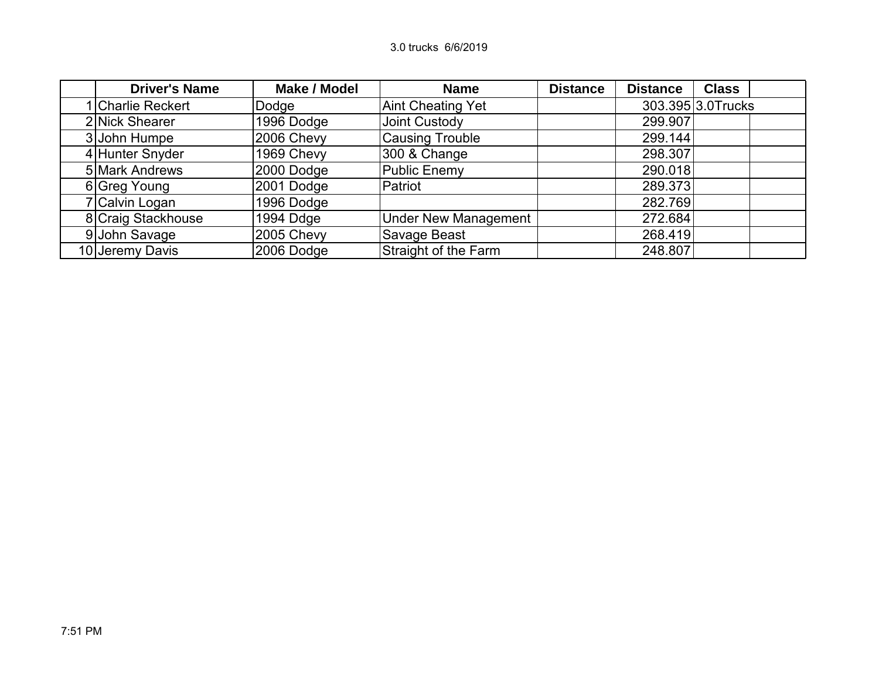3.0 trucks 6/6/2019

| | Driver's Name | Make / Model | Name | Distance | Distance | Class | |
|---|---|---|---|---|---|---|---|
| 1 | Charlie Reckert | Dodge | Aint Cheating Yet | | 303.395 | 3.0Trucks | |
| 2 | Nick Shearer | 1996 Dodge | Joint Custody | | 299.907 | | |
| 3 | John Humpe | 2006 Chevy | Causing Trouble | | 299.144 | | |
| 4 | Hunter Snyder | 1969 Chevy | 300 & Change | | 298.307 | | |
| 5 | Mark Andrews | 2000 Dodge | Public Enemy | | 290.018 | | |
| 6 | Greg Young | 2001 Dodge | Patriot | | 289.373 | | |
| 7 | Calvin Logan | 1996 Dodge | | | 282.769 | | |
| 8 | Craig Stackhouse | 1994 Ddge | Under New Management | | 272.684 | | |
| 9 | John Savage | 2005 Chevy | Savage Beast | | 268.419 | | |
| 10 | Jeremy Davis | 2006 Dodge | Straight of the Farm | | 248.807 | | |

7:51 PM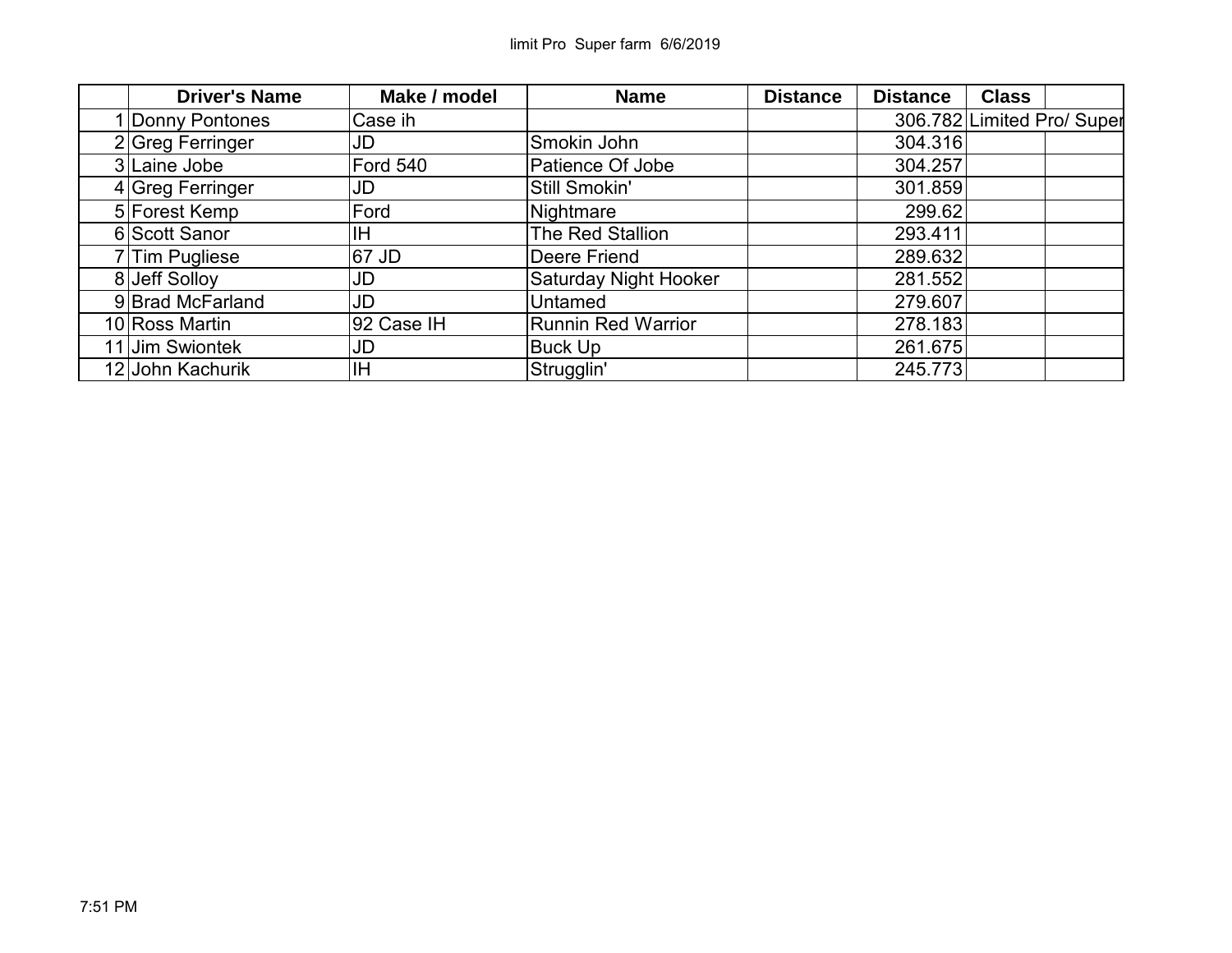limit Pro Super farm 6/6/2019

| | Driver's Name | Make / model | Name | Distance | Distance | Class | |
|---|---|---|---|---|---|---|---|
| 1 | Donny Pontones | Case ih | | | 306.782 | Limited Pro/ Super | |
| 2 | Greg Ferringer | JD | Smokin John | | 304.316 | | |
| 3 | Laine Jobe | Ford 540 | Patience Of Jobe | | 304.257 | | |
| 4 | Greg Ferringer | JD | Still Smokin' | | 301.859 | | |
| 5 | Forest Kemp | Ford | Nightmare | | 299.62 | | |
| 6 | Scott Sanor | IH | The Red Stallion | | 293.411 | | |
| 7 | Tim Pugliese | 67 JD | Deere Friend | | 289.632 | | |
| 8 | Jeff Solloy | JD | Saturday Night Hooker | | 281.552 | | |
| 9 | Brad McFarland | JD | Untamed | | 279.607 | | |
| 10 | Ross Martin | 92 Case IH | Runnin Red Warrior | | 278.183 | | |
| 11 | Jim Swiontek | JD | Buck Up | | 261.675 | | |
| 12 | John Kachurik | IH | Strugglin' | | 245.773 | | |

7:51 PM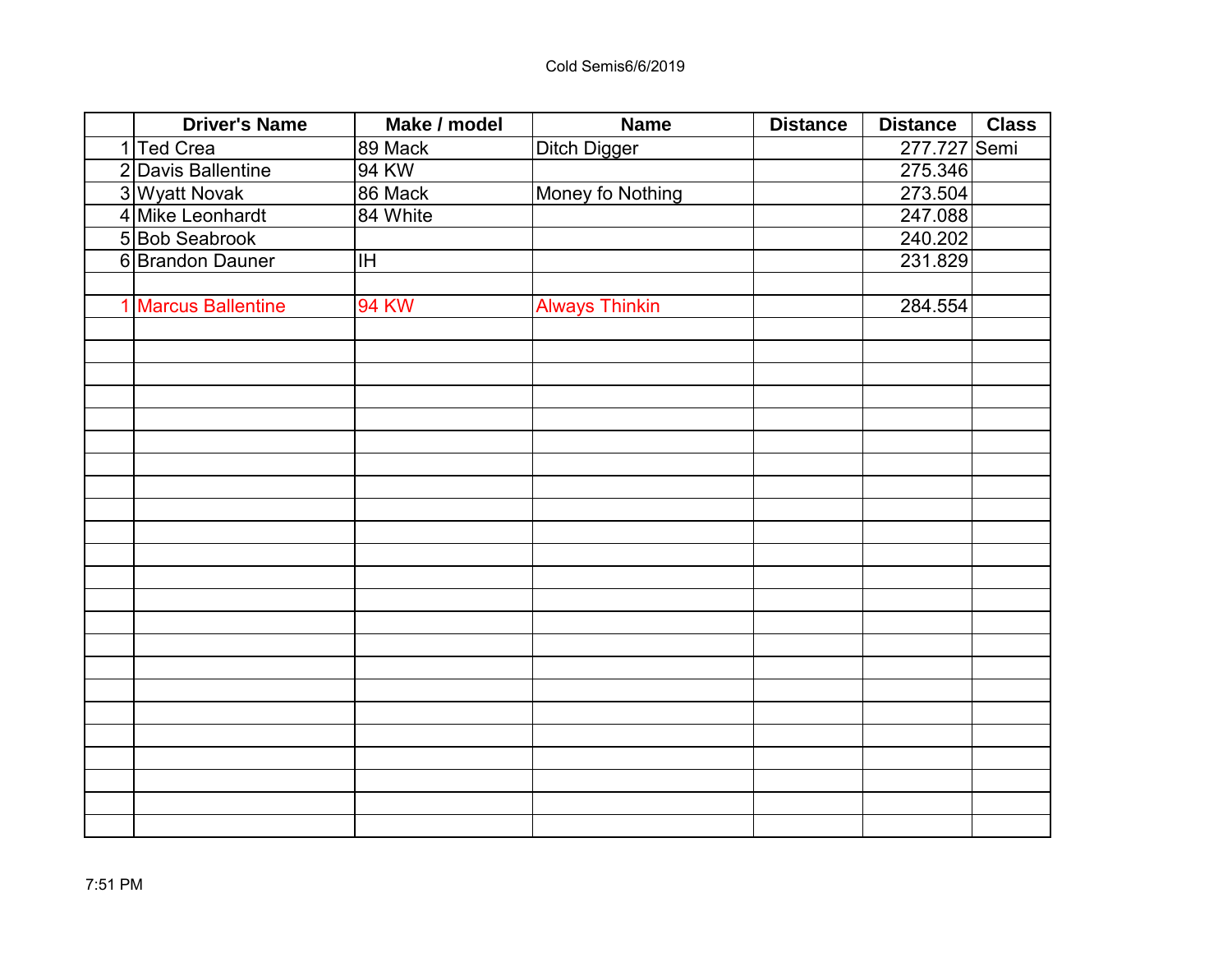Cold Semis6/6/2019

| | Driver's Name | Make / model | Name | Distance | Distance | Class |
|---|---|---|---|---|---|---|
| 1 | Ted Crea | 89 Mack | Ditch Digger | | 277.727 | Semi |
| 2 | Davis Ballentine | 94 KW | | | 275.346 | |
| 3 | Wyatt Novak | 86 Mack | Money fo Nothing | | 273.504 | |
| 4 | Mike Leonhardt | 84 White | | | 247.088 | |
| 5 | Bob Seabrook | | | | 240.202 | |
| 6 | Brandon Dauner | IH | | | 231.829 | |
| | | | | | | |
| 1 | Marcus Ballentine | 94 KW | Always Thinkin | | 284.554 | |

7:51 PM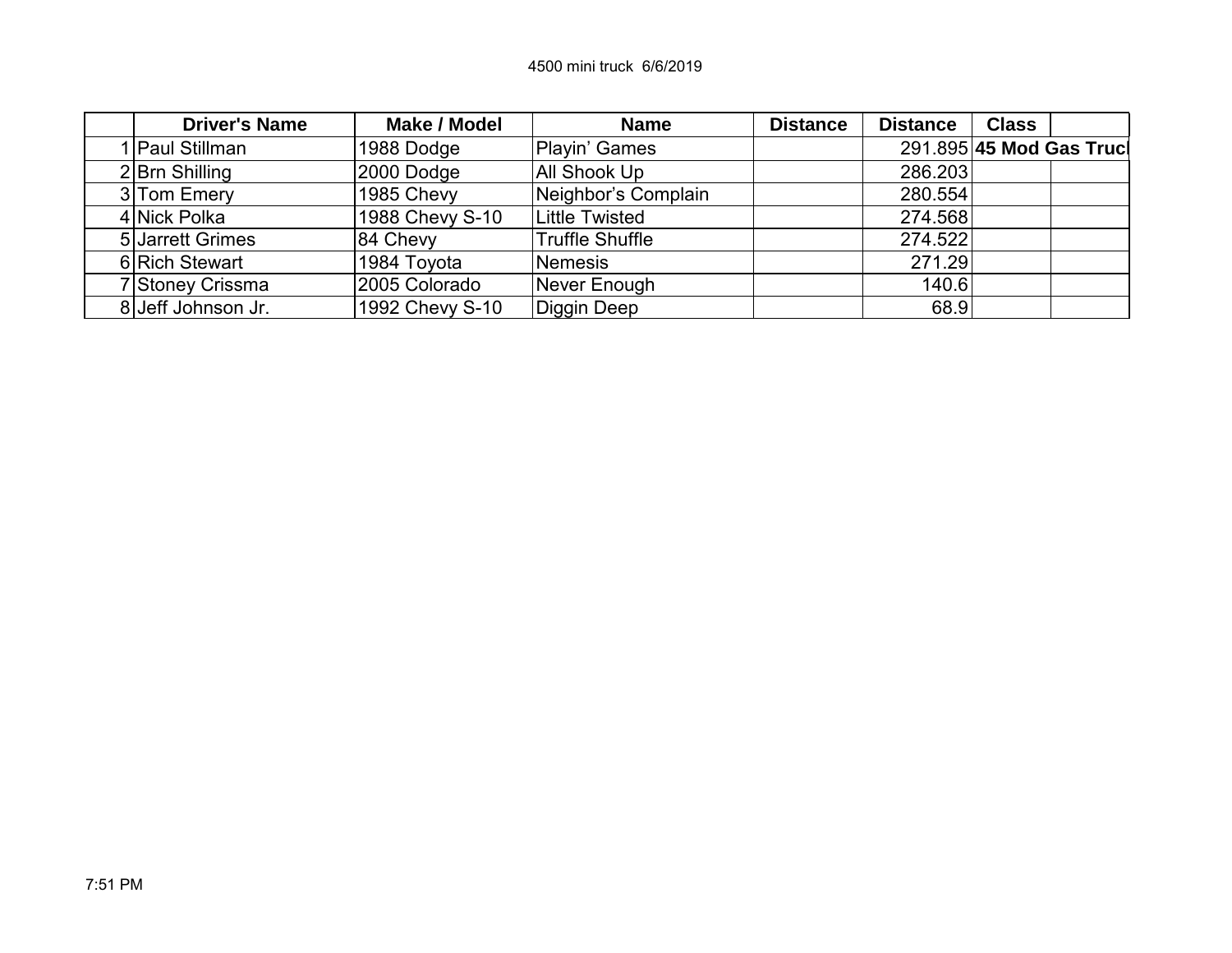4500 mini truck 6/6/2019

| | Driver's Name | Make / Model | Name | Distance | Distance | Class | |
|---|---|---|---|---|---|---|---|
| 1 | Paul Stillman | 1988 Dodge | Playin' Games | | 291.895 | **45 Mod Gas Truck** | |
| 2 | Brn Shilling | 2000 Dodge | All Shook Up | | 286.203 | | |
| 3 | Tom Emery | 1985 Chevy | Neighbor's Complain | | 280.554 | | |
| 4 | Nick Polka | 1988 Chevy S-10 | Little Twisted | | 274.568 | | |
| 5 | Jarrett Grimes | 84 Chevy | Truffle Shuffle | | 274.522 | | |
| 6 | Rich Stewart | 1984 Toyota | Nemesis | | 271.29 | | |
| 7 | Stoney Crissma | 2005 Colorado | Never Enough | | 140.6 | | |
| 8 | Jeff Johnson Jr. | 1992 Chevy S-10 | Diggin Deep | | 68.9 | | |

7:51 PM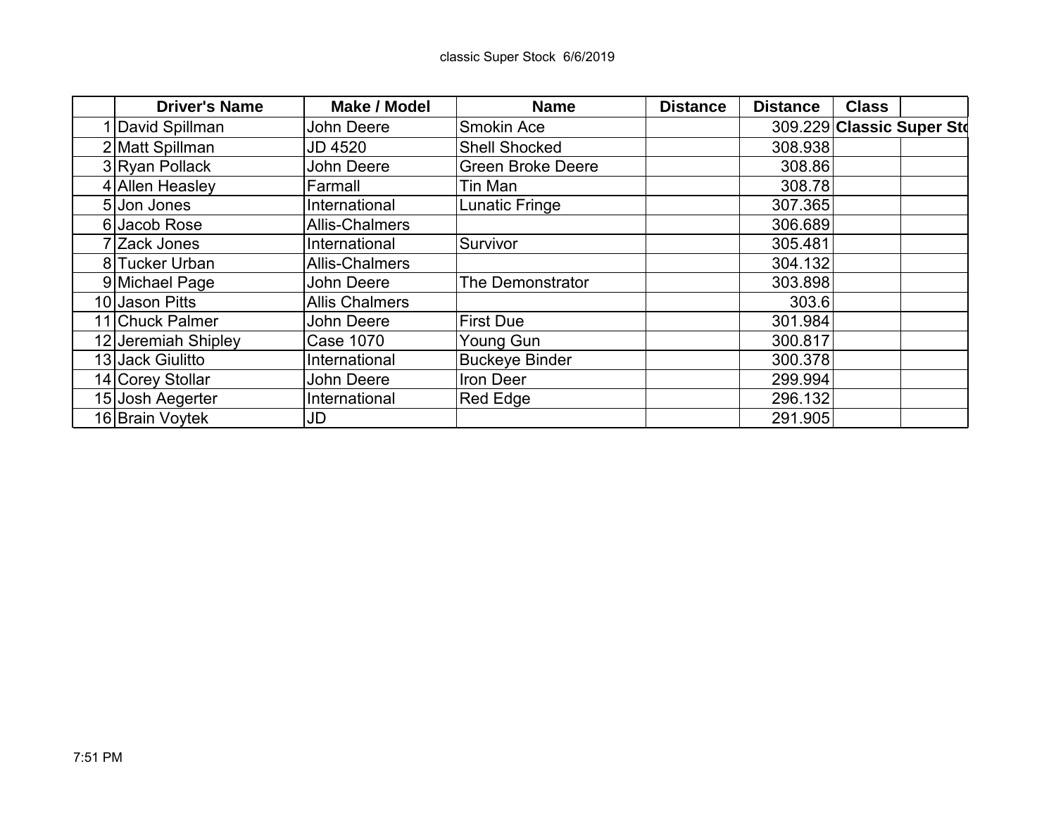classic Super Stock 6/6/2019

| | Driver's Name | Make / Model | Name | Distance | Distance | Class | |
|---|---|---|---|---|---|---|---|
| 1 | David Spillman | John Deere | Smokin Ace | | 309.229 | **Classic Super Sto** | |
| 2 | Matt Spillman | JD 4520 | Shell Shocked | | 308.938 | | |
| 3 | Ryan Pollack | John Deere | Green Broke Deere | | 308.86 | | |
| 4 | Allen Heasley | Farmall | Tin Man | | 308.78 | | |
| 5 | Jon Jones | International | Lunatic Fringe | | 307.365 | | |
| 6 | Jacob Rose | Allis-Chalmers | | | 306.689 | | |
| 7 | Zack Jones | International | Survivor | | 305.481 | | |
| 8 | Tucker Urban | Allis-Chalmers | | | 304.132 | | |
| 9 | Michael Page | John Deere | The Demonstrator | | 303.898 | | |
| 10 | Jason Pitts | Allis Chalmers | | | 303.6 | | |
| 11 | Chuck Palmer | John Deere | First Due | | 301.984 | | |
| 12 | Jeremiah Shipley | Case 1070 | Young Gun | | 300.817 | | |
| 13 | Jack Giulitto | International | Buckeye Binder | | 300.378 | | |
| 14 | Corey Stollar | John Deere | Iron Deer | | 299.994 | | |
| 15 | Josh Aegerter | International | Red Edge | | 296.132 | | |
| 16 | Brain Voytek | JD | | | 291.905 | | |

7:51 PM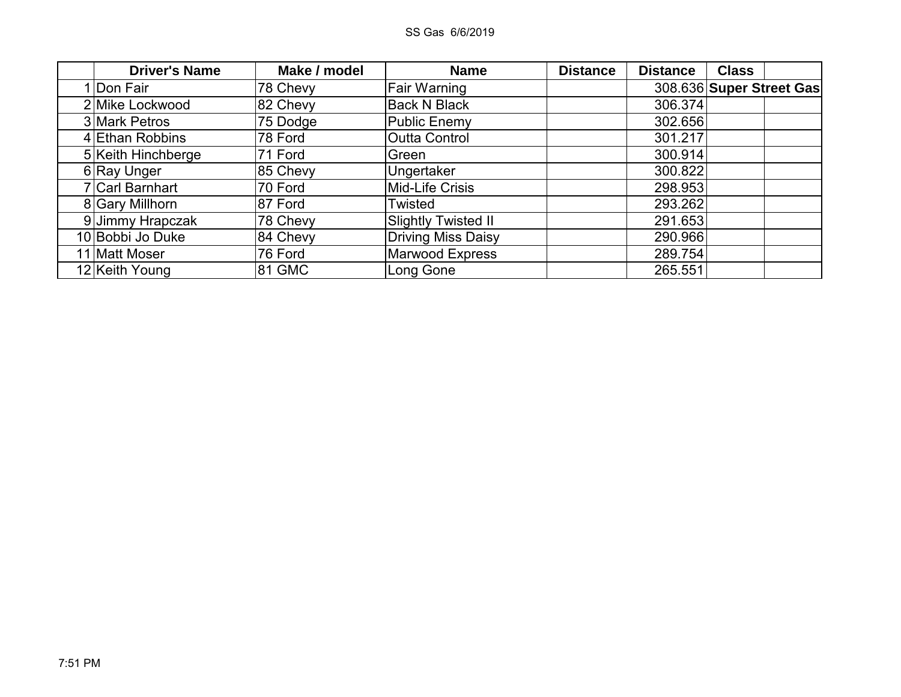SS Gas 6/6/2019

| | Driver's Name | Make / model | Name | Distance | Distance | Class | |
|---|---|---|---|---|---|---|---|
| 1 | Don Fair | 78 Chevy | Fair Warning | | 308.636 | **Super Street Gas** | |
| 2 | Mike Lockwood | 82 Chevy | Back N Black | | 306.374 | | |
| 3 | Mark Petros | 75 Dodge | Public Enemy | | 302.656 | | |
| 4 | Ethan Robbins | 78 Ford | Outta Control | | 301.217 | | |
| 5 | Keith Hinchberge | 71 Ford | Green | | 300.914 | | |
| 6 | Ray Unger | 85 Chevy | Ungertaker | | 300.822 | | |
| 7 | Carl Barnhart | 70 Ford | Mid-Life Crisis | | 298.953 | | |
| 8 | Gary Millhorn | 87 Ford | Twisted | | 293.262 | | |
| 9 | Jimmy Hrapczak | 78 Chevy | Slightly Twisted II | | 291.653 | | |
| 10 | Bobbi Jo Duke | 84 Chevy | Driving Miss Daisy | | 290.966 | | |
| 11 | Matt Moser | 76 Ford | Marwood Express | | 289.754 | | |
| 12 | Keith Young | 81 GMC | Long Gone | | 265.551 | | |

7:51 PM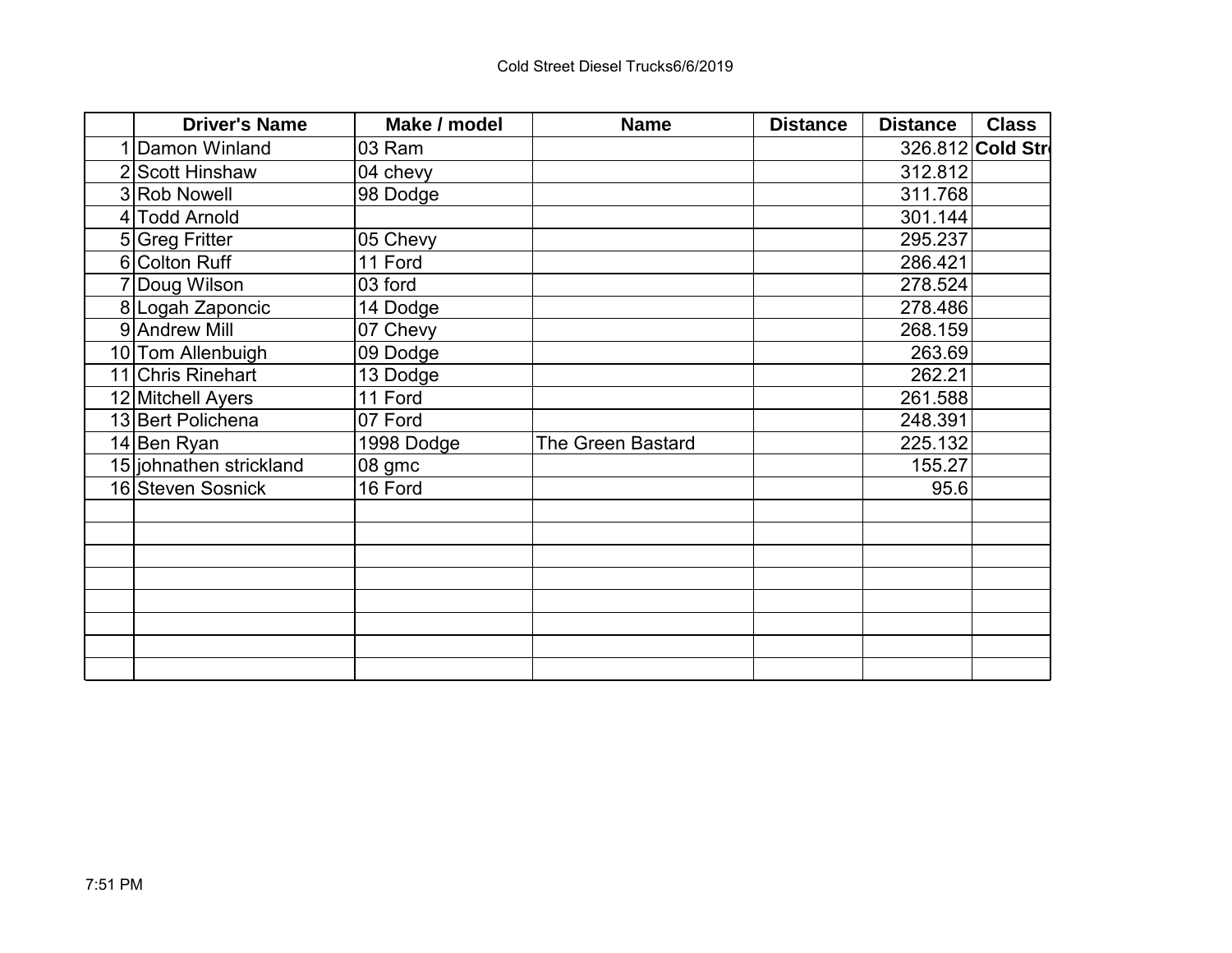Cold Street Diesel Trucks6/6/2019

| | Driver's Name | Make / model | Name | Distance | Distance | Class |
|---|---|---|---|---|---|---|
| 1 | Damon Winland | 03 Ram | | | 326.812 | **Cold Str** |
| 2 | Scott Hinshaw | 04 chevy | | | 312.812 | |
| 3 | Rob Nowell | 98 Dodge | | | 311.768 | |
| 4 | Todd Arnold | | | | 301.144 | |
| 5 | Greg Fritter | 05 Chevy | | | 295.237 | |
| 6 | Colton Ruff | 11 Ford | | | 286.421 | |
| 7 | Doug Wilson | 03 ford | | | 278.524 | |
| 8 | Logah Zaponcic | 14 Dodge | | | 278.486 | |
| 9 | Andrew Mill | 07 Chevy | | | 268.159 | |
| 10 | Tom Allenbuigh | 09 Dodge | | | 263.69 | |
| 11 | Chris Rinehart | 13 Dodge | | | 262.21 | |
| 12 | Mitchell Ayers | 11 Ford | | | 261.588 | |
| 13 | Bert Polichena | 07 Ford | | | 248.391 | |
| 14 | Ben Ryan | 1998 Dodge | The Green Bastard | | 225.132 | |
| 15 | johnathen strickland | 08 gmc | | | 155.27 | |
| 16 | Steven Sosnick | 16 Ford | | | 95.6 | |
| | | | | | | |
| | | | | | | |
| | | | | | | |
| | | | | | | |
| | | | | | | |
| | | | | | | |
| | | | | | | |
| | | | | | | |

7:51 PM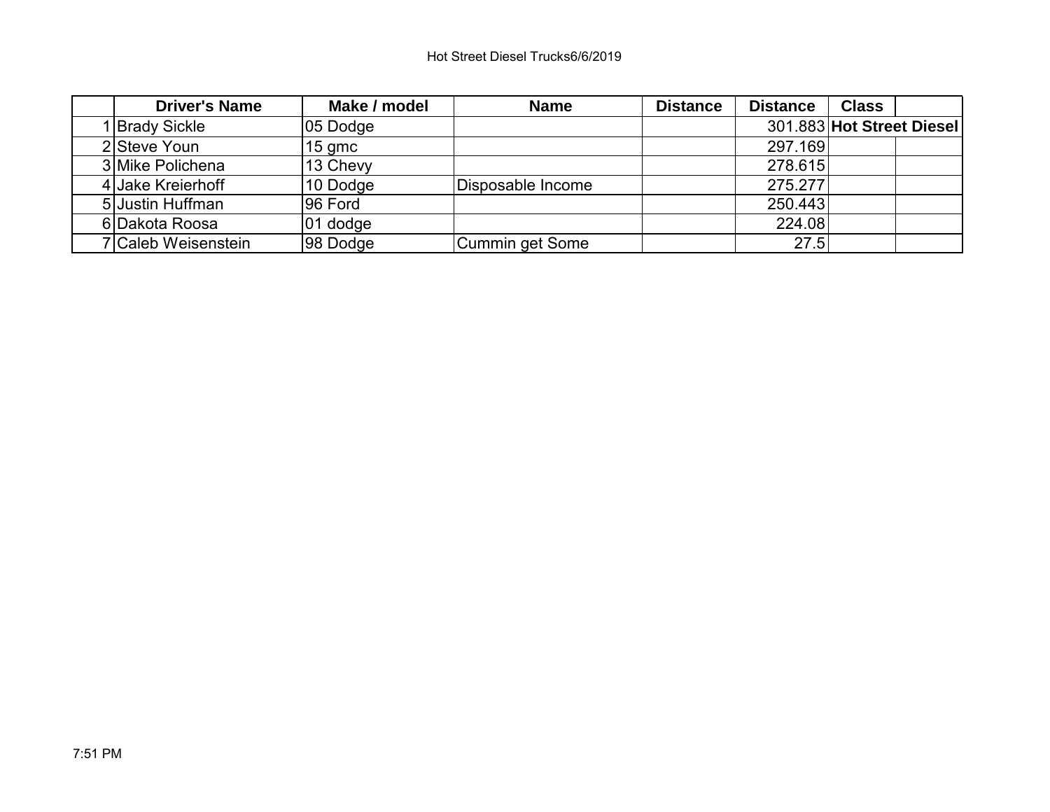Hot Street Diesel Trucks6/6/2019

| | Driver's Name | Make / model | Name | Distance | Distance | Class | |
|---|---|---|---|---|---|---|---|
| 1 | Brady Sickle | 05 Dodge | | | 301.883 | **Hot Street Diesel** | |
| 2 | Steve Youn | 15 gmc | | | 297.169 | | |
| 3 | Mike Polichena | 13 Chevy | | | 278.615 | | |
| 4 | Jake Kreierhoff | 10 Dodge | Disposable Income | | 275.277 | | |
| 5 | Justin Huffman | 96 Ford | | | 250.443 | | |
| 6 | Dakota Roosa | 01 dodge | | | 224.08 | | |
| 7 | Caleb Weisenstein | 98 Dodge | Cummin get Some | | 27.5 | | |

7:51 PM